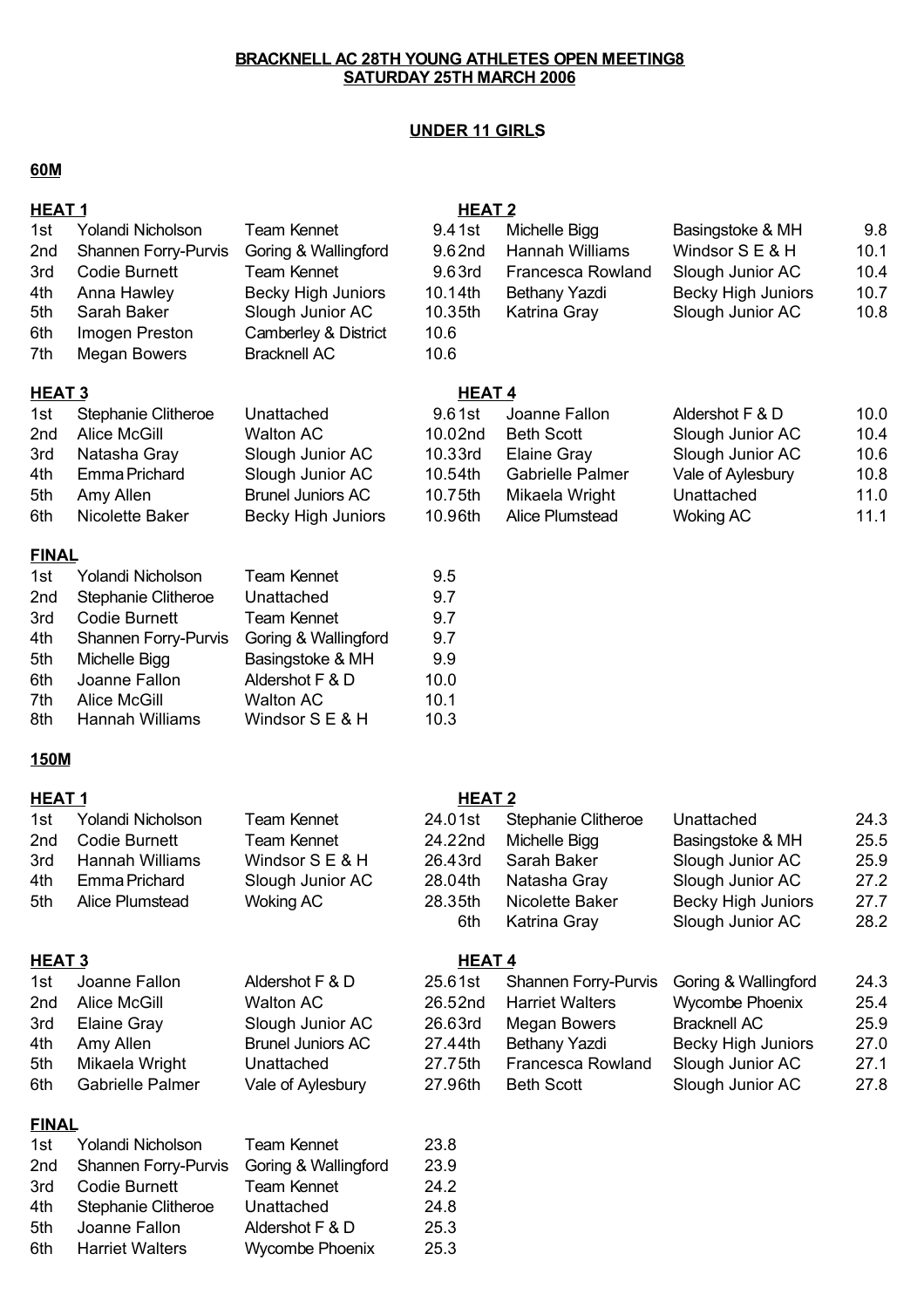**BRACKNELL AC 28TH YOUNG ATHLETES OPEN MEETING8**
**SATURDAY 25TH MARCH 2006**

**UNDER 11 GIRLS**

## 60M

**HEAT 1**

| Pos | Name | Club | Time |
|---|---|---|---|
| 1st | Yolandi Nicholson | Team Kennet | 9.4 |
| 2nd | Shannen Forry-Purvis | Goring & Wallingford | 9.6 |
| 3rd | Codie Burnett | Team Kennet | 9.6 |
| 4th | Anna Hawley | Becky High Juniors | 10.1 |
| 5th | Sarah Baker | Slough Junior AC | 10.3 |
| 6th | Imogen Preston | Camberley & District | 10.6 |
| 7th | Megan Bowers | Bracknell AC | 10.6 |

**HEAT 2**

| Pos | Name | Club | Time |
|---|---|---|---|
| 1st | Michelle Bigg | Basingstoke & MH | 9.8 |
| 2nd | Hannah Williams | Windsor S E & H | 10.1 |
| 3rd | Francesca Rowland | Slough Junior AC | 10.4 |
| 4th | Bethany Yazdi | Becky High Juniors | 10.7 |
| 5th | Katrina Gray | Slough Junior AC | 10.8 |

**HEAT 3**

| Pos | Name | Club | Time |
|---|---|---|---|
| 1st | Stephanie Clitheroe | Unattached | 9.6 |
| 2nd | Alice McGill | Walton AC | 10.0 |
| 3rd | Natasha Gray | Slough Junior AC | 10.3 |
| 4th | Emma Prichard | Slough Junior AC | 10.5 |
| 5th | Amy Allen | Brunel Juniors AC | 10.7 |
| 6th | Nicolette Baker | Becky High Juniors | 10.9 |

**HEAT 4**

| Pos | Name | Club | Time |
|---|---|---|---|
| 1st | Joanne Fallon | Aldershot F & D | 10.0 |
| 2nd | Beth Scott | Slough Junior AC | 10.4 |
| 3rd | Elaine Gray | Slough Junior AC | 10.6 |
| 4th | Gabrielle Palmer | Vale of Aylesbury | 10.8 |
| 5th | Mikaela Wright | Unattached | 11.0 |
| 6th | Alice Plumstead | Woking AC | 11.1 |

**FINAL**

| Pos | Name | Club | Time |
|---|---|---|---|
| 1st | Yolandi Nicholson | Team Kennet | 9.5 |
| 2nd | Stephanie Clitheroe | Unattached | 9.7 |
| 3rd | Codie Burnett | Team Kennet | 9.7 |
| 4th | Shannen Forry-Purvis | Goring & Wallingford | 9.7 |
| 5th | Michelle Bigg | Basingstoke & MH | 9.9 |
| 6th | Joanne Fallon | Aldershot F & D | 10.0 |
| 7th | Alice McGill | Walton AC | 10.1 |
| 8th | Hannah Williams | Windsor S E & H | 10.3 |

## 150M

**HEAT 1**

| Pos | Name | Club | Time |
|---|---|---|---|
| 1st | Yolandi Nicholson | Team Kennet | 24.0 |
| 2nd | Codie Burnett | Team Kennet | 24.2 |
| 3rd | Hannah Williams | Windsor S E & H | 26.4 |
| 4th | Emma Prichard | Slough Junior AC | 28.0 |
| 5th | Alice Plumstead | Woking AC | 28.3 |

**HEAT 2**

| Pos | Name | Club | Time |
|---|---|---|---|
| 1st | Stephanie Clitheroe | Unattached | 24.3 |
| 2nd | Michelle Bigg | Basingstoke & MH | 25.5 |
| 3rd | Sarah Baker | Slough Junior AC | 25.9 |
| 4th | Natasha Gray | Slough Junior AC | 27.2 |
| 5th | Nicolette Baker | Becky High Juniors | 27.7 |
| 6th | Katrina Gray | Slough Junior AC | 28.2 |

**HEAT 3**

| Pos | Name | Club | Time |
|---|---|---|---|
| 1st | Joanne Fallon | Aldershot F & D | 25.6 |
| 2nd | Alice McGill | Walton AC | 26.5 |
| 3rd | Elaine Gray | Slough Junior AC | 26.6 |
| 4th | Amy Allen | Brunel Juniors AC | 27.4 |
| 5th | Mikaela Wright | Unattached | 27.7 |
| 6th | Gabrielle Palmer | Vale of Aylesbury | 27.9 |

**HEAT 4**

| Pos | Name | Club | Time |
|---|---|---|---|
| 1st | Shannen Forry-Purvis | Goring & Wallingford | 24.3 |
| 2nd | Harriet Walters | Wycombe Phoenix | 25.4 |
| 3rd | Megan Bowers | Bracknell AC | 25.9 |
| 4th | Bethany Yazdi | Becky High Juniors | 27.0 |
| 5th | Francesca Rowland | Slough Junior AC | 27.1 |
| 6th | Beth Scott | Slough Junior AC | 27.8 |

**FINAL**

| Pos | Name | Club | Time |
|---|---|---|---|
| 1st | Yolandi Nicholson | Team Kennet | 23.8 |
| 2nd | Shannen Forry-Purvis | Goring & Wallingford | 23.9 |
| 3rd | Codie Burnett | Team Kennet | 24.2 |
| 4th | Stephanie Clitheroe | Unattached | 24.8 |
| 5th | Joanne Fallon | Aldershot F & D | 25.3 |
| 6th | Harriet Walters | Wycombe Phoenix | 25.3 |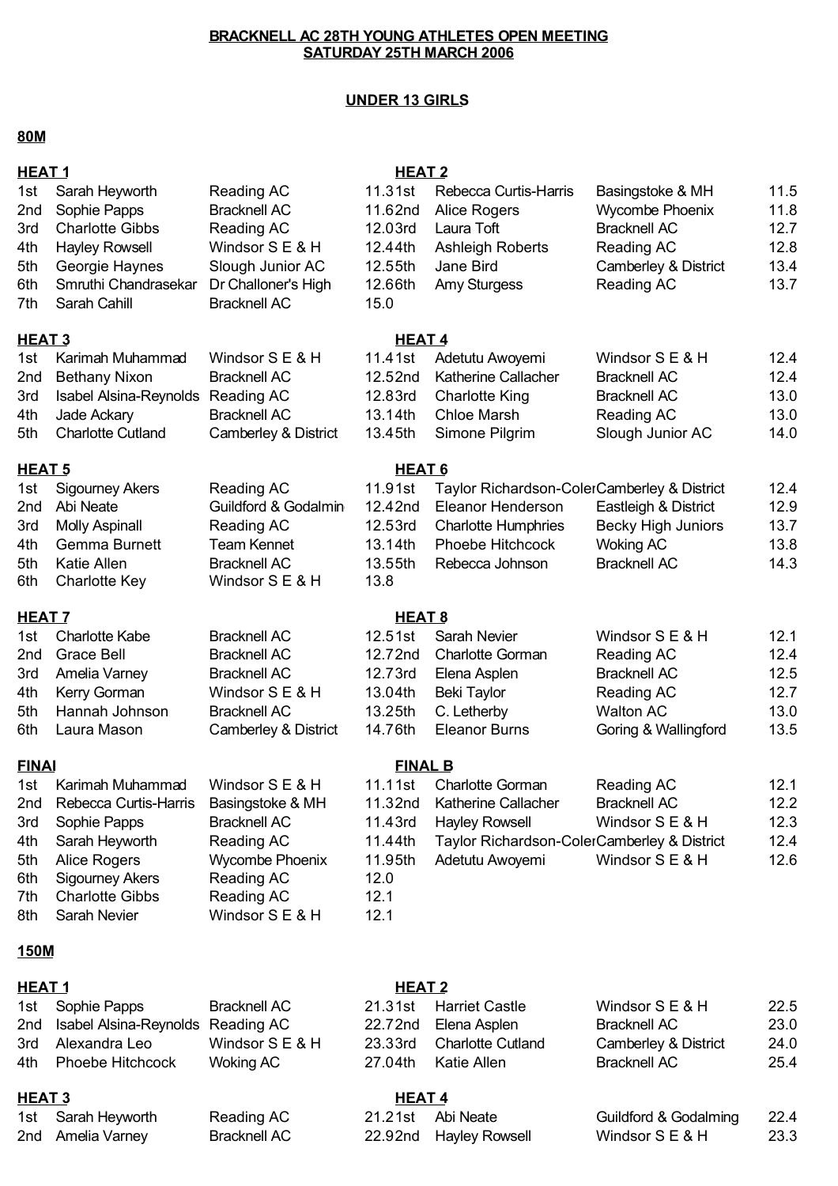**BRACKNELL AC 28TH YOUNG ATHLETES OPEN MEETING**
**SATURDAY 25TH MARCH 2006**

**UNDER 13 GIRLS**

**80M**

**HEAT 1**

| | | | |
|---|---|---|---|
| 1st | Sarah Heyworth | Reading AC | 11.3 |
| 2nd | Sophie Papps | Bracknell AC | 11.6 |
| 3rd | Charlotte Gibbs | Reading AC | 12.0 |
| 4th | Hayley Rowsell | Windsor S E & H | 12.4 |
| 5th | Georgie Haynes | Slough Junior AC | 12.5 |
| 6th | Smruthi Chandrasekar | Dr Challoner's High | 12.6 |
| 7th | Sarah Cahill | Bracknell AC | 15.0 |

**HEAT 2**

| | | | |
|---|---|---|---|
| 1st | Rebecca Curtis-Harris | Basingstoke & MH | 11.5 |
| 2nd | Alice Rogers | Wycombe Phoenix | 11.8 |
| 3rd | Laura Toft | Bracknell AC | 12.7 |
| 4th | Ashleigh Roberts | Reading AC | 12.8 |
| 5th | Jane Bird | Camberley & District | 13.4 |
| 6th | Amy Sturgess | Reading AC | 13.7 |

**HEAT 3**

| | | | |
|---|---|---|---|
| 1st | Karimah Muhammad | Windsor S E & H | 11.4 |
| 2nd | Bethany Nixon | Bracknell AC | 12.5 |
| 3rd | Isabel Alsina-Reynolds | Reading AC | 12.8 |
| 4th | Jade Ackary | Bracknell AC | 13.1 |
| 5th | Charlotte Cutland | Camberley & District | 13.4 |

**HEAT 4**

| | | | |
|---|---|---|---|
| 1st | Adetutu Awoyemi | Windsor S E & H | 12.4 |
| 2nd | Katherine Callacher | Bracknell AC | 12.4 |
| 3rd | Charlotte King | Bracknell AC | 13.0 |
| 4th | Chloe Marsh | Reading AC | 13.0 |
| 5th | Simone Pilgrim | Slough Junior AC | 14.0 |

**HEAT 5**

| | | | |
|---|---|---|---|
| 1st | Sigourney Akers | Reading AC | 11.9 |
| 2nd | Abi Neate | Guildford & Godalmin | 12.4 |
| 3rd | Molly Aspinall | Reading AC | 12.5 |
| 4th | Gemma Burnett | Team Kennet | 13.1 |
| 5th | Katie Allen | Bracknell AC | 13.5 |
| 6th | Charlotte Key | Windsor S E & H | 13.8 |

**HEAT 6**

| | | | |
|---|---|---|---|
| 1st | Taylor Richardson-Coler | Camberley & District | 12.4 |
| 2nd | Eleanor Henderson | Eastleigh & District | 12.9 |
| 3rd | Charlotte Humphries | Becky High Juniors | 13.7 |
| 4th | Phoebe Hitchcock | Woking AC | 13.8 |
| 5th | Rebecca Johnson | Bracknell AC | 14.3 |

**HEAT 7**

| | | | |
|---|---|---|---|
| 1st | Charlotte Kabe | Bracknell AC | 12.5 |
| 2nd | Grace Bell | Bracknell AC | 12.7 |
| 3rd | Amelia Varney | Bracknell AC | 12.7 |
| 4th | Kerry Gorman | Windsor S E & H | 13.0 |
| 5th | Hannah Johnson | Bracknell AC | 13.2 |
| 6th | Laura Mason | Camberley & District | 14.7 |

**HEAT 8**

| | | | |
|---|---|---|---|
| 1st | Sarah Nevier | Windsor S E & H | 12.1 |
| 2nd | Charlotte Gorman | Reading AC | 12.4 |
| 3rd | Elena Asplen | Bracknell AC | 12.5 |
| 4th | Beki Taylor | Reading AC | 12.7 |
| 5th | C. Letherby | Walton AC | 13.0 |
| 6th | Eleanor Burns | Goring & Wallingford | 13.5 |

**FINAl**

| | | | |
|---|---|---|---|
| 1st | Karimah Muhammad | Windsor S E & H | 11.1 |
| 2nd | Rebecca Curtis-Harris | Basingstoke & MH | 11.3 |
| 3rd | Sophie Papps | Bracknell AC | 11.4 |
| 4th | Sarah Heyworth | Reading AC | 11.4 |
| 5th | Alice Rogers | Wycombe Phoenix | 11.9 |
| 6th | Sigourney Akers | Reading AC | 12.0 |
| 7th | Charlotte Gibbs | Reading AC | 12.1 |
| 8th | Sarah Nevier | Windsor S E & H | 12.1 |

**FINAL B**

| | | | |
|---|---|---|---|
| 1st | Charlotte Gorman | Reading AC | 12.1 |
| 2nd | Katherine Callacher | Bracknell AC | 12.2 |
| 3rd | Hayley Rowsell | Windsor S E & H | 12.3 |
| 4th | Taylor Richardson-Coler | Camberley & District | 12.4 |
| 5th | Adetutu Awoyemi | Windsor S E & H | 12.6 |

**150M**

**HEAT 1**

| | | | |
|---|---|---|---|
| 1st | Sophie Papps | Bracknell AC | 21.3 |
| 2nd | Isabel Alsina-Reynolds | Reading AC | 22.7 |
| 3rd | Alexandra Leo | Windsor S E & H | 23.3 |
| 4th | Phoebe Hitchcock | Woking AC | 27.0 |

**HEAT 2**

| | | | |
|---|---|---|---|
| 1st | Harriet Castle | Windsor S E & H | 22.5 |
| 2nd | Elena Asplen | Bracknell AC | 23.0 |
| 3rd | Charlotte Cutland | Camberley & District | 24.0 |
| 4th | Katie Allen | Bracknell AC | 25.4 |

**HEAT 3**

| | | | |
|---|---|---|---|
| 1st | Sarah Heyworth | Reading AC | 21.2 |
| 2nd | Amelia Varney | Bracknell AC | 22.9 |

**HEAT 4**

| | | | |
|---|---|---|---|
| 1st | Abi Neate | Guildford & Godalming | 22.4 |
| 2nd | Hayley Rowsell | Windsor S E & H | 23.3 |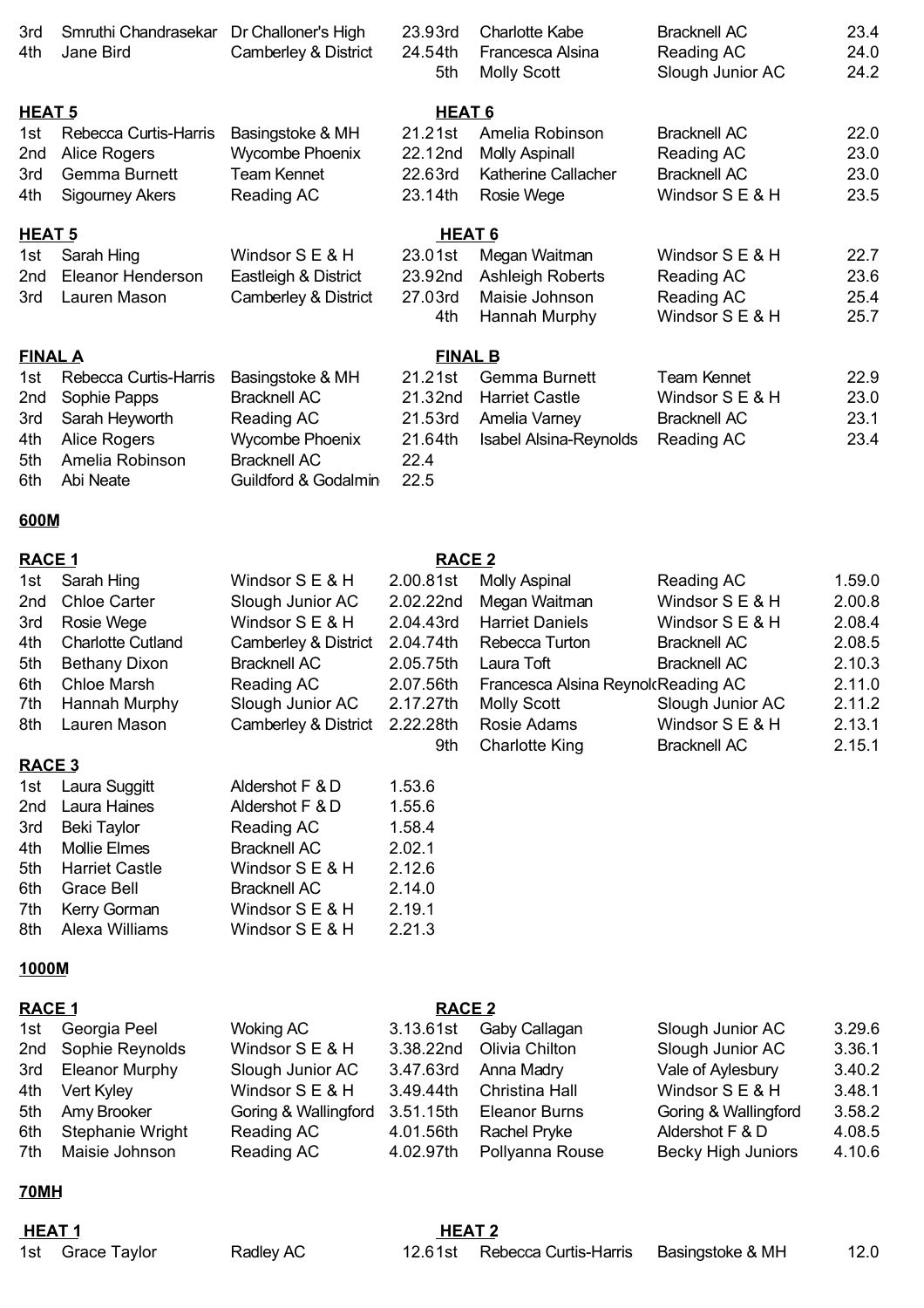| | | | | | | | |
|---|---|---|---|---|---|---|---|
| 3rd | Smruthi Chandrasekar | Dr Challoner's High | 23.9 | 3rd | Charlotte Kabe | Bracknell AC | 23.4 |
| 4th | Jane Bird | Camberley & District | 24.5 | 4th | Francesca Alsina | Reading AC | 24.0 |
| | | | | 5th | Molly Scott | Slough Junior AC | 24.2 |

**HEAT 5**

| | | | |
|---|---|---|---|
| 1st | Rebecca Curtis-Harris | Basingstoke & MH | 21.2 |
| 2nd | Alice Rogers | Wycombe Phoenix | 22.1 |
| 3rd | Gemma Burnett | Team Kennet | 22.6 |
| 4th | Sigourney Akers | Reading AC | 23.1 |

**HEAT 6**

| | | | |
|---|---|---|---|
| 1st | Amelia Robinson | Bracknell AC | 22.0 |
| 2nd | Molly Aspinall | Reading AC | 23.0 |
| 3rd | Katherine Callacher | Bracknell AC | 23.0 |
| 4th | Rosie Wege | Windsor S E & H | 23.5 |

**HEAT 5**

| | | | |
|---|---|---|---|
| 1st | Sarah Hing | Windsor S E & H | 23.0 |
| 2nd | Eleanor Henderson | Eastleigh & District | 23.9 |
| 3rd | Lauren Mason | Camberley & District | 27.0 |

**HEAT 6**

| | | | |
|---|---|---|---|
| 1st | Megan Waitman | Windsor S E & H | 22.7 |
| 2nd | Ashleigh Roberts | Reading AC | 23.6 |
| 3rd | Maisie Johnson | Reading AC | 25.4 |
| 4th | Hannah Murphy | Windsor S E & H | 25.7 |

**FINAL A**

| | | | |
|---|---|---|---|
| 1st | Rebecca Curtis-Harris | Basingstoke & MH | 21.2 |
| 2nd | Sophie Papps | Bracknell AC | 21.3 |
| 3rd | Sarah Heyworth | Reading AC | 21.5 |
| 4th | Alice Rogers | Wycombe Phoenix | 21.6 |
| 5th | Amelia Robinson | Bracknell AC | 22.4 |
| 6th | Abi Neate | Guildford & Godalmin | 22.5 |

**FINAL B**

| | | | |
|---|---|---|---|
| 1st | Gemma Burnett | Team Kennet | 22.9 |
| 2nd | Harriet Castle | Windsor S E & H | 23.0 |
| 3rd | Amelia Varney | Bracknell AC | 23.1 |
| 4th | Isabel Alsina-Reynolds | Reading AC | 23.4 |

**600M**

**RACE 1**

| | | | |
|---|---|---|---|
| 1st | Sarah Hing | Windsor S E & H | 2.00.8 |
| 2nd | Chloe Carter | Slough Junior AC | 2.02.2 |
| 3rd | Rosie Wege | Windsor S E & H | 2.04.4 |
| 4th | Charlotte Cutland | Camberley & District | 2.04.7 |
| 5th | Bethany Dixon | Bracknell AC | 2.05.7 |
| 6th | Chloe Marsh | Reading AC | 2.07.5 |
| 7th | Hannah Murphy | Slough Junior AC | 2.17.2 |
| 8th | Lauren Mason | Camberley & District | 2.22.2 |

**RACE 2**

| | | | |
|---|---|---|---|
| 1st | Molly Aspinal | Reading AC | 1.59.0 |
| 2nd | Megan Waitman | Windsor S E & H | 2.00.8 |
| 3rd | Harriet Daniels | Windsor S E & H | 2.08.4 |
| 4th | Rebecca Turton | Bracknell AC | 2.08.5 |
| 5th | Laura Toft | Bracknell AC | 2.10.3 |
| 6th | Francesca Alsina Reynol | Reading AC | 2.11.0 |
| 7th | Molly Scott | Slough Junior AC | 2.11.2 |
| 8th | Rosie Adams | Windsor S E & H | 2.13.1 |
| 9th | Charlotte King | Bracknell AC | 2.15.1 |

**RACE 3**

| | | | |
|---|---|---|---|
| 1st | Laura Suggitt | Aldershot F & D | 1.53.6 |
| 2nd | Laura Haines | Aldershot F & D | 1.55.6 |
| 3rd | Beki Taylor | Reading AC | 1.58.4 |
| 4th | Mollie Elmes | Bracknell AC | 2.02.1 |
| 5th | Harriet Castle | Windsor S E & H | 2.12.6 |
| 6th | Grace Bell | Bracknell AC | 2.14.0 |
| 7th | Kerry Gorman | Windsor S E & H | 2.19.1 |
| 8th | Alexa Williams | Windsor S E & H | 2.21.3 |

**1000M**

**RACE 1**

| | | | |
|---|---|---|---|
| 1st | Georgia Peel | Woking AC | 3.13.6 |
| 2nd | Sophie Reynolds | Windsor S E & H | 3.38.2 |
| 3rd | Eleanor Murphy | Slough Junior AC | 3.47.6 |
| 4th | Vert Kyley | Windsor S E & H | 3.49.4 |
| 5th | Amy Brooker | Goring & Wallingford | 3.51.1 |
| 6th | Stephanie Wright | Reading AC | 4.01.5 |
| 7th | Maisie Johnson | Reading AC | 4.02.9 |

**RACE 2**

| | | | |
|---|---|---|---|
| 1st | Gaby Callagan | Slough Junior AC | 3.29.6 |
| 2nd | Olivia Chilton | Slough Junior AC | 3.36.1 |
| 3rd | Anna Madry | Vale of Aylesbury | 3.40.2 |
| 4th | Christina Hall | Windsor S E & H | 3.48.1 |
| 5th | Eleanor Burns | Goring & Wallingford | 3.58.2 |
| 6th | Rachel Pryke | Aldershot F & D | 4.08.5 |
| 7th | Pollyanna Rouse | Becky High Juniors | 4.10.6 |

**70MH**

**HEAT 1**

| | | | |
|---|---|---|---|
| 1st | Grace Taylor | Radley AC | 12.6 |

**HEAT 2**

| | | | |
|---|---|---|---|
| 1st | Rebecca Curtis-Harris | Basingstoke & MH | 12.0 |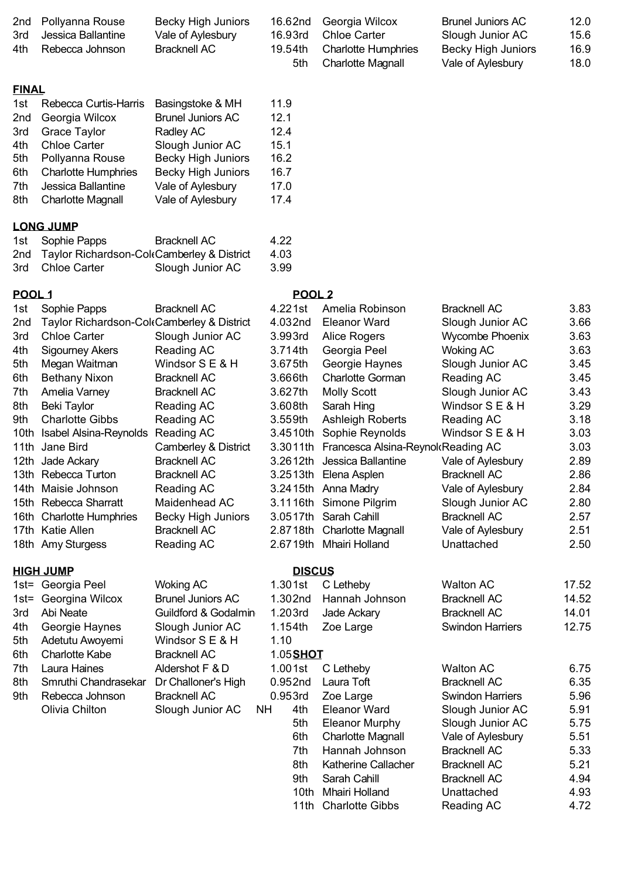| | | | | | | | |
|---|---|---|---|---|---|---|---|
| 2nd | Pollyanna Rouse | Becky High Juniors | 16.6 | 2nd | Georgia Wilcox | Brunel Juniors AC | 12.0 |
| 3rd | Jessica Ballantine | Vale of Aylesbury | 16.9 | 3rd | Chloe Carter | Slough Junior AC | 15.6 |
| 4th | Rebecca Johnson | Bracknell AC | 19.5 | 4th | Charlotte Humphries | Becky High Juniors | 16.9 |
| | | | | 5th | Charlotte Magnall | Vale of Aylesbury | 18.0 |

**FINAL**

| | | | |
|---|---|---|---|
| 1st | Rebecca Curtis-Harris | Basingstoke & MH | 11.9 |
| 2nd | Georgia Wilcox | Brunel Juniors AC | 12.1 |
| 3rd | Grace Taylor | Radley AC | 12.4 |
| 4th | Chloe Carter | Slough Junior AC | 15.1 |
| 5th | Pollyanna Rouse | Becky High Juniors | 16.2 |
| 6th | Charlotte Humphries | Becky High Juniors | 16.7 |
| 7th | Jessica Ballantine | Vale of Aylesbury | 17.0 |
| 8th | Charlotte Magnall | Vale of Aylesbury | 17.4 |

**LONG JUMP**

| | | | |
|---|---|---|---|
| 1st | Sophie Papps | Bracknell AC | 4.22 |
| 2nd | Taylor Richardson-Col | Camberley & District | 4.03 |
| 3rd | Chloe Carter | Slough Junior AC | 3.99 |

**POOL 1**

| | | | |
|---|---|---|---|
| 1st | Sophie Papps | Bracknell AC | 4.22 |
| 2nd | Taylor Richardson-Col | Camberley & District | 4.03 |
| 3rd | Chloe Carter | Slough Junior AC | 3.99 |
| 4th | Sigourney Akers | Reading AC | 3.71 |
| 5th | Megan Waitman | Windsor S E & H | 3.67 |
| 6th | Bethany Nixon | Bracknell AC | 3.66 |
| 7th | Amelia Varney | Bracknell AC | 3.62 |
| 8th | Beki Taylor | Reading AC | 3.60 |
| 9th | Charlotte Gibbs | Reading AC | 3.55 |
| 10th | Isabel Alsina-Reynolds | Reading AC | 3.45 |
| 11th | Jane Bird | Camberley & District | 3.30 |
| 12th | Jade Ackary | Bracknell AC | 3.26 |
| 13th | Rebecca Turton | Bracknell AC | 3.25 |
| 14th | Maisie Johnson | Reading AC | 3.24 |
| 15th | Rebecca Sharratt | Maidenhead AC | 3.11 |
| 16th | Charlotte Humphries | Becky High Juniors | 3.05 |
| 17th | Katie Allen | Bracknell AC | 2.87 |
| 18th | Amy Sturgess | Reading AC | 2.67 |

**POOL 2**

| | | | |
|---|---|---|---|
| 1st | Amelia Robinson | Bracknell AC | 3.83 |
| 2nd | Eleanor Ward | Slough Junior AC | 3.66 |
| 3rd | Alice Rogers | Wycombe Phoenix | 3.63 |
| 4th | Georgia Peel | Woking AC | 3.63 |
| 5th | Georgie Haynes | Slough Junior AC | 3.45 |
| 6th | Charlotte Gorman | Reading AC | 3.45 |
| 7th | Molly Scott | Slough Junior AC | 3.43 |
| 8th | Sarah Hing | Windsor S E & H | 3.29 |
| 9th | Ashleigh Roberts | Reading AC | 3.18 |
| 10th | Sophie Reynolds | Windsor S E & H | 3.03 |
| 11th | Francesca Alsina-Reynol | Reading AC | 3.03 |
| 12th | Jessica Ballantine | Vale of Aylesbury | 2.89 |
| 13th | Elena Asplen | Bracknell AC | 2.86 |
| 15th | Anna Madry | Vale of Aylesbury | 2.84 |
| 16th | Simone Pilgrim | Slough Junior AC | 2.80 |
| 17th | Sarah Cahill | Bracknell AC | 2.57 |
| 18th | Charlotte Magnall | Vale of Aylesbury | 2.51 |
| 19th | Mhairi Holland | Unattached | 2.50 |

**HIGH JUMP**

| | | | |
|---|---|---|---|
| 1st= | Georgia Peel | Woking AC | 1.30 |
| 1st= | Georgina Wilcox | Brunel Juniors AC | 1.30 |
| 3rd | Abi Neate | Guildford & Godalmin | 1.20 |
| 4th | Georgie Haynes | Slough Junior AC | 1.15 |
| 5th | Adetutu Awoyemi | Windsor S E & H | 1.10 |
| 6th | Charlotte Kabe | Bracknell AC | 1.05 |
| 7th | Laura Haines | Aldershot F & D | 1.00 |
| 8th | Smruthi Chandrasekar | Dr Challoner's High | 0.95 |
| 9th | Rebecca Johnson | Bracknell AC | 0.95 |
| | Olivia Chilton | Slough Junior AC | NH |

**DISCUS**

| | | | |
|---|---|---|---|
| 1st | C Letheby | Walton AC | 17.52 |
| 2nd | Hannah Johnson | Bracknell AC | 14.52 |
| 3rd | Jade Ackary | Bracknell AC | 14.01 |
| 4th | Zoe Large | Swindon Harriers | 12.75 |

**SHOT**

| | | | |
|---|---|---|---|
| 1st | C Letheby | Walton AC | 6.75 |
| 2nd | Laura Toft | Bracknell AC | 6.35 |
| 3rd | Zoe Large | Swindon Harriers | 5.96 |
| 4th | Eleanor Ward | Slough Junior AC | 5.91 |
| 5th | Eleanor Murphy | Slough Junior AC | 5.75 |
| 6th | Charlotte Magnall | Vale of Aylesbury | 5.51 |
| 7th | Hannah Johnson | Bracknell AC | 5.33 |
| 8th | Katherine Callacher | Bracknell AC | 5.21 |
| 9th | Sarah Cahill | Bracknell AC | 4.94 |
| 10th | Mhairi Holland | Unattached | 4.93 |
| 11th | Charlotte Gibbs | Reading AC | 4.72 |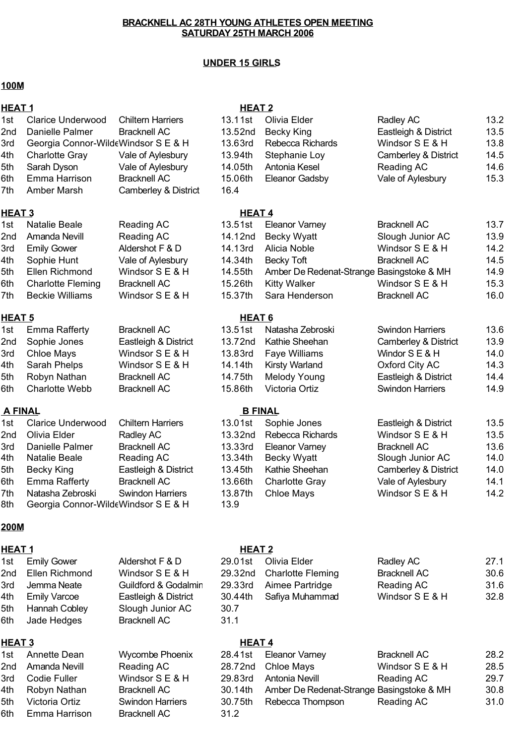**BRACKNELL AC 28TH YOUNG ATHLETES OPEN MEETING**
**SATURDAY 25TH MARCH 2006**

**UNDER 15 GIRLS**

**100M**

**HEAT 1**

| Pos | Name | Club | Time |
|---|---|---|---|
| 1st | Clarice Underwood | Chiltern Harriers | 13.1 |
| 2nd | Danielle Palmer | Bracknell AC | 13.5 |
| 3rd | Georgia Connor-Wilde | Windsor S E & H | 13.6 |
| 4th | Charlotte Gray | Vale of Aylesbury | 13.9 |
| 5th | Sarah Dyson | Vale of Aylesbury | 14.0 |
| 6th | Emma Harrison | Bracknell AC | 15.0 |
| 7th | Amber Marsh | Camberley & District | 16.4 |

**HEAT 2**

| Pos | Name | Club | Time |
|---|---|---|---|
| 1st | Olivia Elder | Radley AC | 13.2 |
| 2nd | Becky King | Eastleigh & District | 13.5 |
| 3rd | Rebecca Richards | Windsor S E & H | 13.8 |
| 4th | Stephanie Loy | Camberley & District | 14.5 |
| 5th | Antonia Kesel | Reading AC | 14.6 |
| 6th | Eleanor Gadsby | Vale of Aylesbury | 15.3 |

**HEAT 3**

| Pos | Name | Club | Time |
|---|---|---|---|
| 1st | Natalie Beale | Reading AC | 13.5 |
| 2nd | Amanda Nevill | Reading AC | 14.1 |
| 3rd | Emily Gower | Aldershot F & D | 14.1 |
| 4th | Sophie Hunt | Vale of Aylesbury | 14.3 |
| 5th | Ellen Richmond | Windsor S E & H | 14.5 |
| 6th | Charlotte Fleming | Bracknell AC | 15.2 |
| 7th | Beckie Williams | Windsor S E & H | 15.3 |

**HEAT 4**

| Pos | Name | Club | Time |
|---|---|---|---|
| 1st | Eleanor Varney | Bracknell AC | 13.7 |
| 2nd | Becky Wyatt | Slough Junior AC | 13.9 |
| 3rd | Alicia Noble | Windsor S E & H | 14.2 |
| 4th | Becky Toft | Bracknell AC | 14.5 |
| 5th | Amber De Redenat-Strange | Basingstoke & MH | 14.9 |
| 6th | Kitty Walker | Windsor S E & H | 15.3 |
| 7th | Sara Henderson | Bracknell AC | 16.0 |

**HEAT 5**

| Pos | Name | Club | Time |
|---|---|---|---|
| 1st | Emma Rafferty | Bracknell AC | 13.5 |
| 2nd | Sophie Jones | Eastleigh & District | 13.7 |
| 3rd | Chloe Mays | Windsor S E & H | 13.8 |
| 4th | Sarah Phelps | Windsor S E & H | 14.1 |
| 5th | Robyn Nathan | Bracknell AC | 14.7 |
| 6th | Charlotte Webb | Bracknell AC | 15.8 |

**HEAT 6**

| Pos | Name | Club | Time |
|---|---|---|---|
| 1st | Natasha Zebroski | Swindon Harriers | 13.6 |
| 2nd | Kathie Sheehan | Camberley & District | 13.9 |
| 3rd | Faye Williams | Windor S E & H | 14.0 |
| 4th | Kirsty Warland | Oxford City AC | 14.3 |
| 5th | Melody Young | Eastleigh & District | 14.4 |
| 6th | Victoria Ortiz | Swindon Harriers | 14.9 |

**A FINAL**

| Pos | Name | Club | Time |
|---|---|---|---|
| 1st | Clarice Underwood | Chiltern Harriers | 13.0 |
| 2nd | Olivia Elder | Radley AC | 13.3 |
| 3rd | Danielle Palmer | Bracknell AC | 13.3 |
| 4th | Natalie Beale | Reading AC | 13.3 |
| 5th | Becky King | Eastleigh & District | 13.4 |
| 6th | Emma Rafferty | Bracknell AC | 13.6 |
| 7th | Natasha Zebroski | Swindon Harriers | 13.8 |
| 8th | Georgia Connor-Wilde | Windsor S E & H | 13.9 |

**B FINAL**

| Pos | Name | Club | Time |
|---|---|---|---|
| 1st | Sophie Jones | Eastleigh & District | 13.5 |
| 2nd | Rebecca Richards | Windsor S E & H | 13.5 |
| 3rd | Eleanor Varney | Bracknell AC | 13.6 |
| 4th | Becky Wyatt | Slough Junior AC | 14.0 |
| 5th | Kathie Sheehan | Camberley & District | 14.0 |
| 6th | Charlotte Gray | Vale of Aylesbury | 14.1 |
| 7th | Chloe Mays | Windsor S E & H | 14.2 |

**200M**

**HEAT 1**

| Pos | Name | Club | Time |
|---|---|---|---|
| 1st | Emily Gower | Aldershot F & D | 29.0 |
| 2nd | Ellen Richmond | Windsor S E & H | 29.3 |
| 3rd | Jemma Neate | Guildford & Godalmin | 29.3 |
| 4th | Emily Varcoe | Eastleigh & District | 30.4 |
| 5th | Hannah Cobley | Slough Junior AC | 30.7 |
| 6th | Jade Hedges | Bracknell AC | 31.1 |

**HEAT 2**

| Pos | Name | Club | Time |
|---|---|---|---|
| 1st | Olivia Elder | Radley AC | 27.1 |
| 2nd | Charlotte Fleming | Bracknell AC | 30.6 |
| 3rd | Aimee Partridge | Reading AC | 31.6 |
| 4th | Safiya Muhammad | Windsor S E & H | 32.8 |

**HEAT 3**

| Pos | Name | Club | Time |
|---|---|---|---|
| 1st | Annette Dean | Wycombe Phoenix | 28.4 |
| 2nd | Amanda Nevill | Reading AC | 28.7 |
| 3rd | Codie Fuller | Windsor S E & H | 29.8 |
| 4th | Robyn Nathan | Bracknell AC | 30.1 |
| 5th | Victoria Ortiz | Swindon Harriers | 30.7 |
| 6th | Emma Harrison | Bracknell AC | 31.2 |

**HEAT 4**

| Pos | Name | Club | Time |
|---|---|---|---|
| 1st | Eleanor Varney | Bracknell AC | 28.2 |
| 2nd | Chloe Mays | Windsor S E & H | 28.5 |
| 3rd | Antonia Nevill | Reading AC | 29.7 |
| 4th | Amber De Redenat-Strange | Basingstoke & MH | 30.8 |
| 5th | Rebecca Thompson | Reading AC | 31.0 |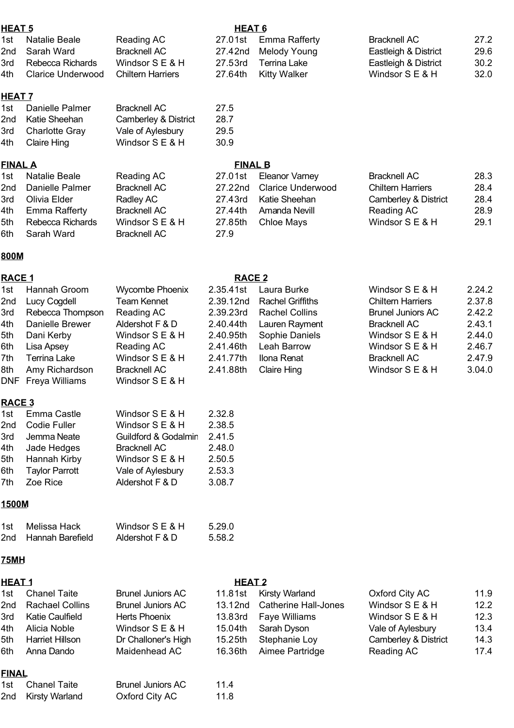**HEAT 5**

| | | | |
|---|---|---|---|
| 1st | Natalie Beale | Reading AC | 27.0 |
| 2nd | Sarah Ward | Bracknell AC | 27.4 |
| 3rd | Rebecca Richards | Windsor S E & H | 27.5 |
| 4th | Clarice Underwood | Chiltern Harriers | 27.6 |

**HEAT 6**

| | | | |
|---|---|---|---|
| 1st | Emma Rafferty | Bracknell AC | 27.2 |
| 2nd | Melody Young | Eastleigh & District | 29.6 |
| 3rd | Terrina Lake | Eastleigh & District | 30.2 |
| 4th | Kitty Walker | Windsor S E & H | 32.0 |

**HEAT 7**

| | | | |
|---|---|---|---|
| 1st | Danielle Palmer | Bracknell AC | 27.5 |
| 2nd | Katie Sheehan | Camberley & District | 28.7 |
| 3rd | Charlotte Gray | Vale of Aylesbury | 29.5 |
| 4th | Claire Hing | Windsor S E & H | 30.9 |

**FINAL A**

| | | | |
|---|---|---|---|
| 1st | Natalie Beale | Reading AC | 27.0 |
| 2nd | Danielle Palmer | Bracknell AC | 27.2 |
| 3rd | Olivia Elder | Radley AC | 27.4 |
| 4th | Emma Rafferty | Bracknell AC | 27.4 |
| 5th | Rebecca Richards | Windsor S E & H | 27.8 |
| 6th | Sarah Ward | Bracknell AC | 27.9 |

**FINAL B**

| | | | |
|---|---|---|---|
| 1st | Eleanor Varney | Bracknell AC | 28.3 |
| 2nd | Clarice Underwood | Chiltern Harriers | 28.4 |
| 3rd | Katie Sheehan | Camberley & District | 28.4 |
| 4th | Amanda Nevill | Reading AC | 28.9 |
| 5th | Chloe Mays | Windsor S E & H | 29.1 |

**800M**

**RACE 1**

| | | | |
|---|---|---|---|
| 1st | Hannah Groom | Wycombe Phoenix | 2.35.4 |
| 2nd | Lucy Cogdell | Team Kennet | 2.39.1 |
| 3rd | Rebecca Thompson | Reading AC | 2.39.2 |
| 4th | Danielle Brewer | Aldershot F & D | 2.40.4 |
| 5th | Dani Kerby | Windsor S E & H | 2.40.9 |
| 6th | Lisa Apsey | Reading AC | 2.41.4 |
| 7th | Terrina Lake | Windsor S E & H | 2.41.7 |
| 8th | Amy Richardson | Bracknell AC | 2.41.8 |
| DNF | Freya Williams | Windsor S E & H | |

**RACE 2**

| | | | |
|---|---|---|---|
| 1st | Laura Burke | Windsor S E & H | 2.24.2 |
| 2nd | Rachel Griffiths | Chiltern Harriers | 2.37.8 |
| 3rd | Rachel Collins | Brunel Juniors AC | 2.42.2 |
| 4th | Lauren Rayment | Bracknell AC | 2.43.1 |
| 5th | Sophie Daniels | Windsor S E & H | 2.44.0 |
| 6th | Leah Barrow | Windsor S E & H | 2.46.7 |
| 7th | Ilona Renat | Bracknell AC | 2.47.9 |
| 8th | Claire Hing | Windsor S E & H | 3.04.0 |

**RACE 3**

| | | | |
|---|---|---|---|
| 1st | Emma Castle | Windsor S E & H | 2.32.8 |
| 2nd | Codie Fuller | Windsor S E & H | 2.38.5 |
| 3rd | Jemma Neate | Guildford & Godalmin | 2.41.5 |
| 4th | Jade Hedges | Bracknell AC | 2.48.0 |
| 5th | Hannah Kirby | Windsor S E & H | 2.50.5 |
| 6th | Taylor Parrott | Vale of Aylesbury | 2.53.3 |
| 7th | Zoe Rice | Aldershot F & D | 3.08.7 |

**1500M**

| | | | |
|---|---|---|---|
| 1st | Melissa Hack | Windsor S E & H | 5.29.0 |
| 2nd | Hannah Barefield | Aldershot F & D | 5.58.2 |

**75MH**

**HEAT 1**

| | | | |
|---|---|---|---|
| 1st | Chanel Taite | Brunel Juniors AC | 11.8 |
| 2nd | Rachael Collins | Brunel Juniors AC | 13.1 |
| 3rd | Katie Caulfield | Herts Phoenix | 13.8 |
| 4th | Alicia Noble | Windsor S E & H | 15.0 |
| 5th | Harriet Hillson | Dr Challoner's High | 15.2 |
| 6th | Anna Dando | Maidenhead AC | 16.3 |

**HEAT 2**

| | | | |
|---|---|---|---|
| 1st | Kirsty Warland | Oxford City AC | 11.9 |
| 2nd | Catherine Hall-Jones | Windsor S E & H | 12.2 |
| 3rd | Faye Williams | Windsor S E & H | 12.3 |
| 4th | Sarah Dyson | Vale of Aylesbury | 13.4 |
| 5th | Stephanie Loy | Camberley & District | 14.3 |
| 6th | Aimee Partridge | Reading AC | 17.4 |

**FINAL**

| | | | |
|---|---|---|---|
| 1st | Chanel Taite | Brunel Juniors AC | 11.4 |
| 2nd | Kirsty Warland | Oxford City AC | 11.8 |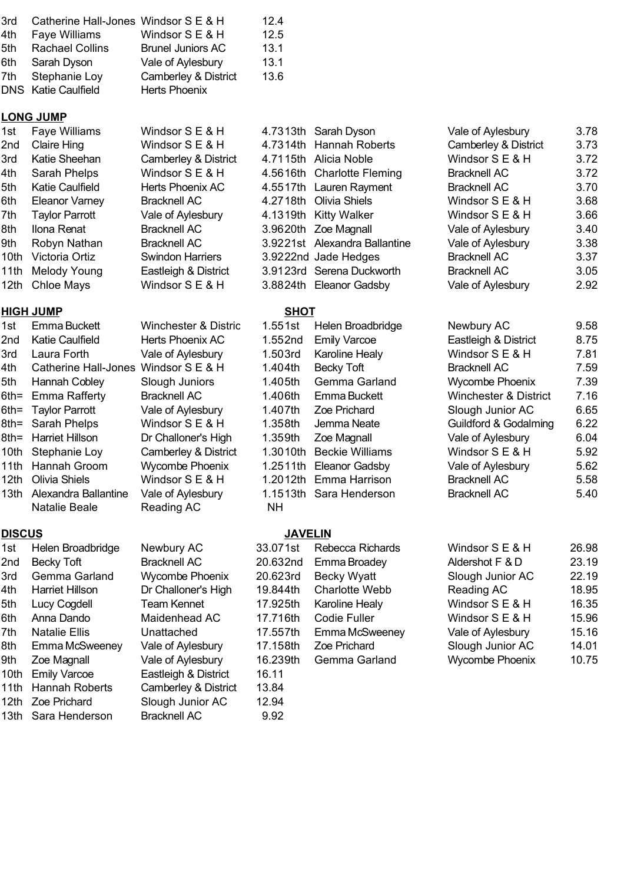| | | | |
|---|---|---|---|
| 3rd | Catherine Hall-Jones | Windsor S E & H | 12.4 |
| 4th | Faye Williams | Windsor S E & H | 12.5 |
| 5th | Rachael Collins | Brunel Juniors AC | 13.1 |
| 6th | Sarah Dyson | Vale of Aylesbury | 13.1 |
| 7th | Stephanie Loy | Camberley & District | 13.6 |
| DNS | Katie Caulfield | Herts Phoenix | |

**LONG JUMP**

| | | | |
|---|---|---|---|
| 1st | Faye Williams | Windsor S E & H | 4.73 |
| 2nd | Claire Hing | Windsor S E & H | 4.73 |
| 3rd | Katie Sheehan | Camberley & District | 4.71 |
| 4th | Sarah Phelps | Windsor S E & H | 4.56 |
| 5th | Katie Caulfield | Herts Phoenix AC | 4.55 |
| 6th | Eleanor Varney | Bracknell AC | 4.27 |
| 7th | Taylor Parrott | Vale of Aylesbury | 4.13 |
| 8th | Ilona Renat | Bracknell AC | 3.96 |
| 9th | Robyn Nathan | Bracknell AC | 3.92 |
| 10th | Victoria Ortiz | Swindon Harriers | 3.92 |
| 11th | Melody Young | Eastleigh & District | 3.91 |
| 12th | Chloe Mays | Windsor S E & H | 3.88 |
| 13th | Sarah Dyson | Vale of Aylesbury | 3.78 |
| 14th | Hannah Roberts | Camberley & District | 3.73 |
| 15th | Alicia Noble | Windsor S E & H | 3.72 |
| 16th | Charlotte Fleming | Bracknell AC | 3.72 |
| 17th | Lauren Rayment | Bracknell AC | 3.70 |
| 18th | Olivia Shiels | Windsor S E & H | 3.68 |
| 19th | Kitty Walker | Windsor S E & H | 3.66 |
| 20th | Zoe Magnall | Vale of Aylesbury | 3.40 |
| 21st | Alexandra Ballantine | Vale of Aylesbury | 3.38 |
| 22nd | Jade Hedges | Bracknell AC | 3.37 |
| 23rd | Serena Duckworth | Bracknell AC | 3.05 |
| 24th | Eleanor Gadsby | Vale of Aylesbury | 2.92 |

**HIGH JUMP**

| | | | |
|---|---|---|---|
| 1st | Emma Buckett | Winchester & Distric | 1.55 |
| 2nd | Katie Caulfield | Herts Phoenix AC | 1.55 |
| 3rd | Laura Forth | Vale of Aylesbury | 1.50 |
| 4th | Catherine Hall-Jones | Windsor S E & H | 1.40 |
| 5th | Hannah Cobley | Slough Juniors | 1.40 |
| 6th= | Emma Rafferty | Bracknell AC | 1.40 |
| 6th= | Taylor Parrott | Vale of Aylesbury | 1.40 |
| 8th= | Sarah Phelps | Windsor S E & H | 1.35 |
| 8th= | Harriet Hillson | Dr Challoner's High | 1.35 |
| 10th | Stephanie Loy | Camberley & District | 1.30 |
| 11th | Hannah Groom | Wycombe Phoenix | 1.25 |
| 12th | Olivia Shiels | Windsor S E & H | 1.20 |
| 13th | Alexandra Ballantine | Vale of Aylesbury | 1.15 |
| | Natalie Beale | Reading AC | NH |

**SHOT**

| | | | |
|---|---|---|---|
| 1st | Helen Broadbridge | Newbury AC | 9.58 |
| 2nd | Emily Varcoe | Eastleigh & District | 8.75 |
| 3rd | Karoline Healy | Windsor S E & H | 7.81 |
| 4th | Becky Toft | Bracknell AC | 7.59 |
| 5th | Gemma Garland | Wycombe Phoenix | 7.39 |
| 6th | Emma Buckett | Winchester & District | 7.16 |
| 7th | Zoe Prichard | Slough Junior AC | 6.65 |
| 8th | Jemma Neate | Guildford & Godalming | 6.22 |
| 9th | Zoe Magnall | Vale of Aylesbury | 6.04 |
| 10th | Beckie Williams | Windsor S E & H | 5.92 |
| 11th | Eleanor Gadsby | Vale of Aylesbury | 5.62 |
| 12th | Emma Harrison | Bracknell AC | 5.58 |
| 13th | Sara Henderson | Bracknell AC | 5.40 |

**DISCUS**

| | | | |
|---|---|---|---|
| 1st | Helen Broadbridge | Newbury AC | 33.07 |
| 2nd | Becky Toft | Bracknell AC | 20.63 |
| 3rd | Gemma Garland | Wycombe Phoenix | 20.62 |
| 4th | Harriet Hillson | Dr Challoner's High | 19.84 |
| 5th | Lucy Cogdell | Team Kennet | 17.92 |
| 6th | Anna Dando | Maidenhead AC | 17.71 |
| 7th | Natalie Ellis | Unattached | 17.55 |
| 8th | Emma McSweeney | Vale of Aylesbury | 17.15 |
| 9th | Zoe Magnall | Vale of Aylesbury | 16.23 |
| 10th | Emily Varcoe | Eastleigh & District | 16.11 |
| 11th | Hannah Roberts | Camberley & District | 13.84 |
| 12th | Zoe Prichard | Slough Junior AC | 12.94 |
| 13th | Sara Henderson | Bracknell AC | 9.92 |

**JAVELIN**

| | | | |
|---|---|---|---|
| 1st | Rebecca Richards | Windsor S E & H | 26.98 |
| 2nd | Emma Broadey | Aldershot F & D | 23.19 |
| 3rd | Becky Wyatt | Slough Junior AC | 22.19 |
| 4th | Charlotte Webb | Reading AC | 18.95 |
| 5th | Karoline Healy | Windsor S E & H | 16.35 |
| 6th | Codie Fuller | Windsor S E & H | 15.96 |
| 7th | Emma McSweeney | Vale of Aylesbury | 15.16 |
| 8th | Zoe Prichard | Slough Junior AC | 14.01 |
| 9th | Gemma Garland | Wycombe Phoenix | 10.75 |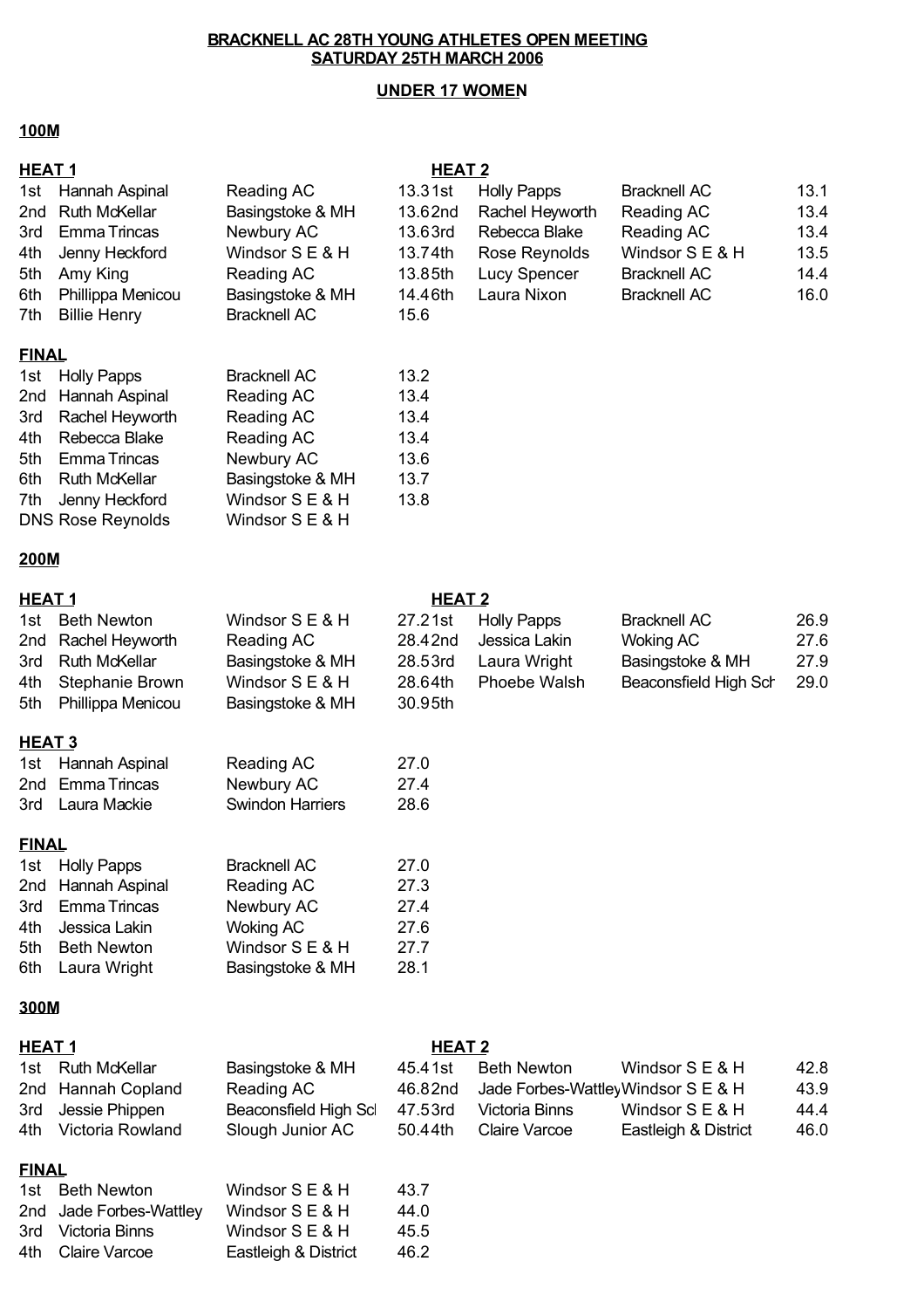# BRACKNELL AC 28TH YOUNG ATHLETES OPEN MEETING
## SATURDAY 25TH MARCH 2006

## UNDER 17 WOMEN

### 100M

**HEAT 1**

| Pos | Name | Club | Time |
|---|---|---|---|
| 1st | Hannah Aspinal | Reading AC | 13.3 |
| 2nd | Ruth McKellar | Basingstoke & MH | 13.6 |
| 3rd | Emma Trincas | Newbury AC | 13.6 |
| 4th | Jenny Heckford | Windsor S E & H | 13.7 |
| 5th | Amy King | Reading AC | 13.8 |
| 6th | Phillippa Menicou | Basingstoke & MH | 14.4 |
| 7th | Billie Henry | Bracknell AC | 15.6 |

**HEAT 2**

| Pos | Name | Club | Time |
|---|---|---|---|
| 1st | Holly Papps | Bracknell AC | 13.1 |
| 2nd | Rachel Heyworth | Reading AC | 13.4 |
| 3rd | Rebecca Blake | Reading AC | 13.4 |
| 4th | Rose Reynolds | Windsor S E & H | 13.5 |
| 5th | Lucy Spencer | Bracknell AC | 14.4 |
| 6th | Laura Nixon | Bracknell AC | 16.0 |

**FINAL**

| Pos | Name | Club | Time |
|---|---|---|---|
| 1st | Holly Papps | Bracknell AC | 13.2 |
| 2nd | Hannah Aspinal | Reading AC | 13.4 |
| 3rd | Rachel Heyworth | Reading AC | 13.4 |
| 4th | Rebecca Blake | Reading AC | 13.4 |
| 5th | Emma Trincas | Newbury AC | 13.6 |
| 6th | Ruth McKellar | Basingstoke & MH | 13.7 |
| 7th | Jenny Heckford | Windsor S E & H | 13.8 |
| DNS | Rose Reynolds | Windsor S E & H | |

### 200M

**HEAT 1**

| Pos | Name | Club | Time |
|---|---|---|---|
| 1st | Beth Newton | Windsor S E & H | 27.2 |
| 2nd | Rachel Heyworth | Reading AC | 28.4 |
| 3rd | Ruth McKellar | Basingstoke & MH | 28.5 |
| 4th | Stephanie Brown | Windsor S E & H | 28.6 |
| 5th | Phillippa Menicou | Basingstoke & MH | 30.9 |

**HEAT 2**

| Pos | Name | Club | Time |
|---|---|---|---|
| 1st | Holly Papps | Bracknell AC | 26.9 |
| 2nd | Jessica Lakin | Woking AC | 27.6 |
| 3rd | Laura Wright | Basingstoke & MH | 27.9 |
| 4th | Phoebe Walsh | Beaconsfield High Sch | 29.0 |

**HEAT 3**

| Pos | Name | Club | Time |
|---|---|---|---|
| 1st | Hannah Aspinal | Reading AC | 27.0 |
| 2nd | Emma Trincas | Newbury AC | 27.4 |
| 3rd | Laura Mackie | Swindon Harriers | 28.6 |

**FINAL**

| Pos | Name | Club | Time |
|---|---|---|---|
| 1st | Holly Papps | Bracknell AC | 27.0 |
| 2nd | Hannah Aspinal | Reading AC | 27.3 |
| 3rd | Emma Trincas | Newbury AC | 27.4 |
| 4th | Jessica Lakin | Woking AC | 27.6 |
| 5th | Beth Newton | Windsor S E & H | 27.7 |
| 6th | Laura Wright | Basingstoke & MH | 28.1 |

### 300M

**HEAT 1**

| Pos | Name | Club | Time |
|---|---|---|---|
| 1st | Ruth McKellar | Basingstoke & MH | 45.4 |
| 2nd | Hannah Copland | Reading AC | 46.8 |
| 3rd | Jessie Phippen | Beaconsfield High Sch | 47.5 |
| 4th | Victoria Rowland | Slough Junior AC | 50.4 |

**HEAT 2**

| Pos | Name | Club | Time |
|---|---|---|---|
| 1st | Beth Newton | Windsor S E & H | 42.8 |
| 2nd | Jade Forbes-Wattley | Windsor S E & H | 43.9 |
| 3rd | Victoria Binns | Windsor S E & H | 44.4 |
| 4th | Claire Varcoe | Eastleigh & District | 46.0 |

**FINAL**

| Pos | Name | Club | Time |
|---|---|---|---|
| 1st | Beth Newton | Windsor S E & H | 43.7 |
| 2nd | Jade Forbes-Wattley | Windsor S E & H | 44.0 |
| 3rd | Victoria Binns | Windsor S E & H | 45.5 |
| 4th | Claire Varcoe | Eastleigh & District | 46.2 |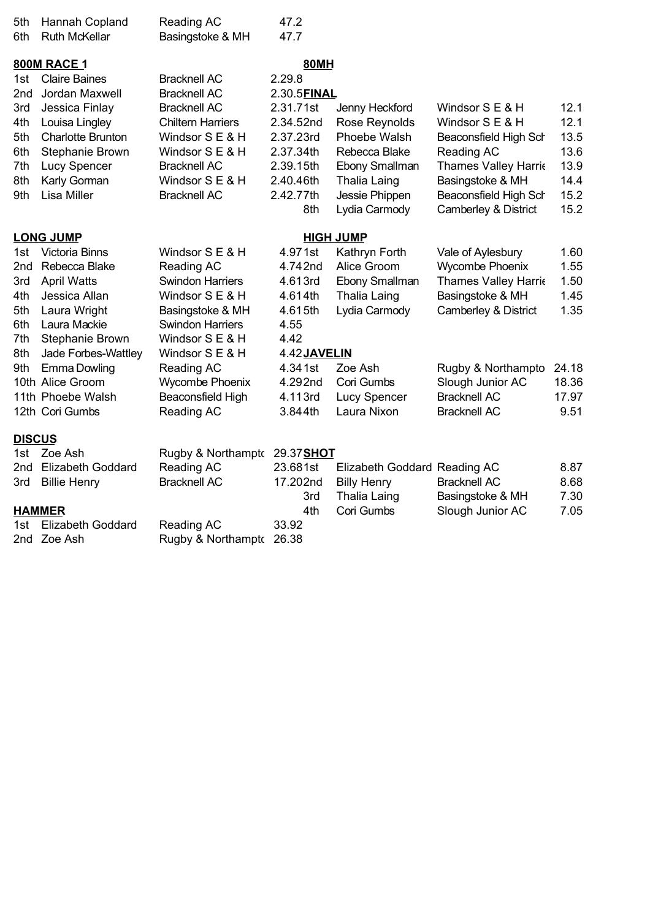| | | | |
|---|---|---|---|
| 5th | Hannah Copland | Reading AC | 47.2 |
| 6th | Ruth McKellar | Basingstoke & MH | 47.7 |

**800M RACE 1**

| | | | |
|---|---|---|---|
| 1st | Claire Baines | Bracknell AC | 2.29.8 |
| 2nd | Jordan Maxwell | Bracknell AC | 2.30.5 |
| 3rd | Jessica Finlay | Bracknell AC | 2.31.7 |
| 4th | Louisa Lingley | Chiltern Harriers | 2.34.5 |
| 5th | Charlotte Brunton | Windsor S E & H | 2.37.2 |
| 6th | Stephanie Brown | Windsor S E & H | 2.37.3 |
| 7th | Lucy Spencer | Bracknell AC | 2.39.1 |
| 8th | Karly Gorman | Windsor S E & H | 2.40.4 |
| 9th | Lisa Miller | Bracknell AC | 2.42.7 |

**80MH**

**FINAL**

| | | | |
|---|---|---|---|
| 1st | Jenny Heckford | Windsor S E & H | 12.1 |
| 2nd | Rose Reynolds | Windsor S E & H | 12.1 |
| 3rd | Phoebe Walsh | Beaconsfield High Sch | 13.5 |
| 4th | Rebecca Blake | Reading AC | 13.6 |
| 5th | Ebony Smallman | Thames Valley Harrie | 13.9 |
| 6th | Thalia Laing | Basingstoke & MH | 14.4 |
| 7th | Jessie Phippen | Beaconsfield High Sch | 15.2 |
| 8th | Lydia Carmody | Camberley & District | 15.2 |

**LONG JUMP**

| | | | |
|---|---|---|---|
| 1st | Victoria Binns | Windsor S E & H | 4.97 |
| 2nd | Rebecca Blake | Reading AC | 4.74 |
| 3rd | April Watts | Swindon Harriers | 4.61 |
| 4th | Jessica Allan | Windsor S E & H | 4.61 |
| 5th | Laura Wright | Basingstoke & MH | 4.61 |
| 6th | Laura Mackie | Swindon Harriers | 4.55 |
| 7th | Stephanie Brown | Windsor S E & H | 4.42 |
| 8th | Jade Forbes-Wattley | Windsor S E & H | 4.42 |
| 9th | Emma Dowling | Reading AC | 4.34 |
| 10th | Alice Groom | Wycombe Phoenix | 4.29 |
| 11th | Phoebe Walsh | Beaconsfield High | 4.11 |
| 12th | Cori Gumbs | Reading AC | 3.84 |

**HIGH JUMP**

| | | | |
|---|---|---|---|
| 1st | Kathryn Forth | Vale of Aylesbury | 1.60 |
| 2nd | Alice Groom | Wycombe Phoenix | 1.55 |
| 3rd | Ebony Smallman | Thames Valley Harrie | 1.50 |
| 4th | Thalia Laing | Basingstoke & MH | 1.45 |
| 5th | Lydia Carmody | Camberley & District | 1.35 |

**JAVELIN**

| | | | |
|---|---|---|---|
| 1st | Zoe Ash | Rugby & Northampto | 24.18 |
| 2nd | Cori Gumbs | Slough Junior AC | 18.36 |
| 3rd | Lucy Spencer | Bracknell AC | 17.97 |
| 4th | Laura Nixon | Bracknell AC | 9.51 |

**DISCUS**

| | | | |
|---|---|---|---|
| 1st | Zoe Ash | Rugby & Northampto | 29.37 |
| 2nd | Elizabeth Goddard | Reading AC | 23.68 |
| 3rd | Billie Henry | Bracknell AC | 17.20 |

**SHOT**

| | | | |
|---|---|---|---|
| 1st | Elizabeth Goddard | Reading AC | 8.87 |
| 2nd | Billy Henry | Bracknell AC | 8.68 |
| 3rd | Thalia Laing | Basingstoke & MH | 7.30 |
| 4th | Cori Gumbs | Slough Junior AC | 7.05 |

**HAMMER**

| | | | |
|---|---|---|---|
| 1st | Elizabeth Goddard | Reading AC | 33.92 |
| 2nd | Zoe Ash | Rugby & Northampto | 26.38 |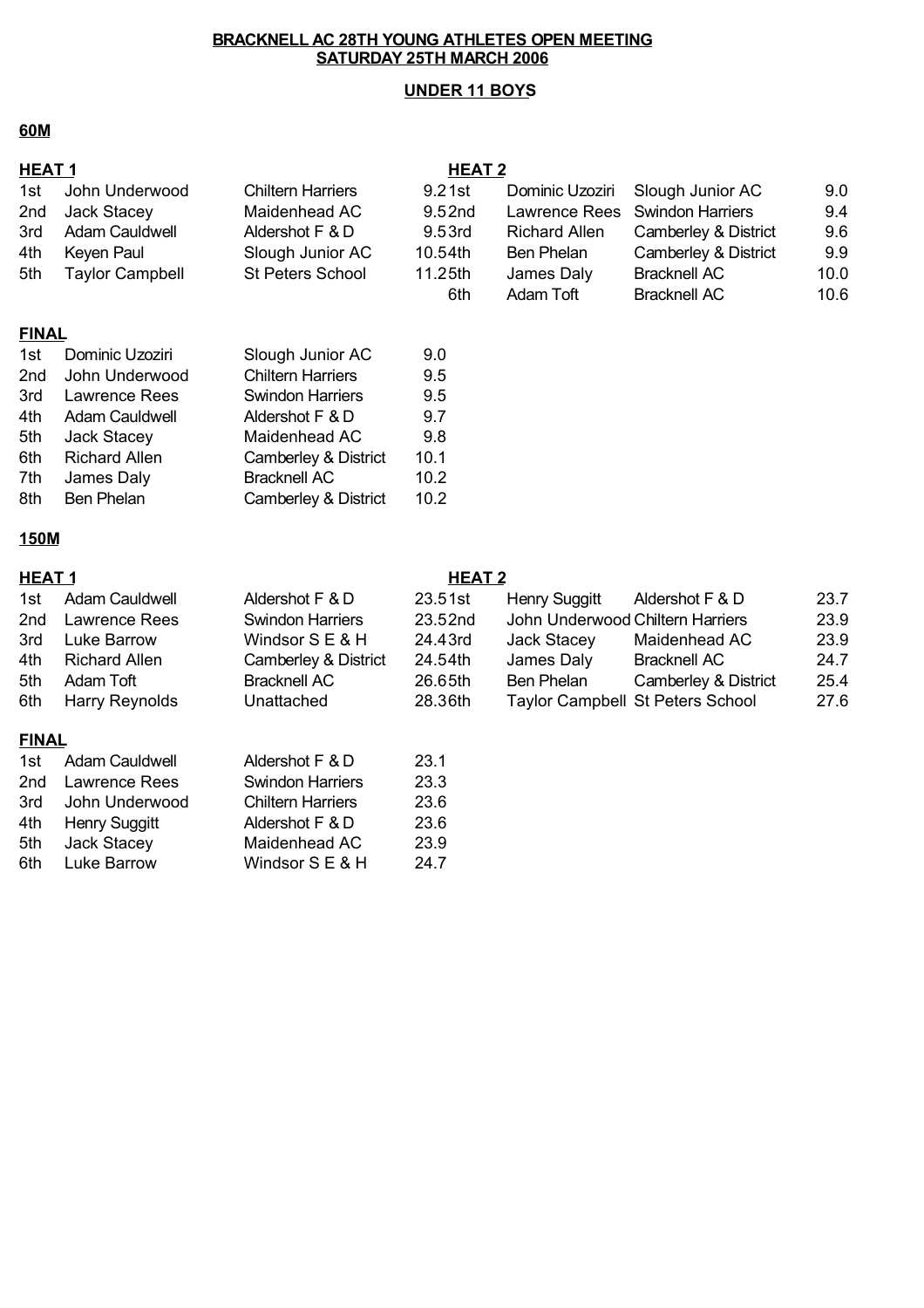**BRACKNELL AC 28TH YOUNG ATHLETES OPEN MEETING**
**SATURDAY 25TH MARCH 2006**

**UNDER 11 BOYS**

## 60M

### HEAT 1

| Pos | Name | Club | Time |
|---|---|---|---|
| 1st | John Underwood | Chiltern Harriers | 9.2 |
| 2nd | Jack Stacey | Maidenhead AC | 9.5 |
| 3rd | Adam Cauldwell | Aldershot F & D | 9.5 |
| 4th | Keyen Paul | Slough Junior AC | 10.5 |
| 5th | Taylor Campbell | St Peters School | 11.2 |

### HEAT 2

| Pos | Name | Club | Time |
|---|---|---|---|
| 1st | Dominic Uzoziri | Slough Junior AC | 9.0 |
| 2nd | Lawrence Rees | Swindon Harriers | 9.4 |
| 3rd | Richard Allen | Camberley & District | 9.6 |
| 4th | Ben Phelan | Camberley & District | 9.9 |
| 5th | James Daly | Bracknell AC | 10.0 |
| 6th | Adam Toft | Bracknell AC | 10.6 |

### FINAL

| Pos | Name | Club | Time |
|---|---|---|---|
| 1st | Dominic Uzoziri | Slough Junior AC | 9.0 |
| 2nd | John Underwood | Chiltern Harriers | 9.5 |
| 3rd | Lawrence Rees | Swindon Harriers | 9.5 |
| 4th | Adam Cauldwell | Aldershot F & D | 9.7 |
| 5th | Jack Stacey | Maidenhead AC | 9.8 |
| 6th | Richard Allen | Camberley & District | 10.1 |
| 7th | James Daly | Bracknell AC | 10.2 |
| 8th | Ben Phelan | Camberley & District | 10.2 |

## 150M

### HEAT 1

| Pos | Name | Club | Time |
|---|---|---|---|
| 1st | Adam Cauldwell | Aldershot F & D | 23.5 |
| 2nd | Lawrence Rees | Swindon Harriers | 23.5 |
| 3rd | Luke Barrow | Windsor S E & H | 24.4 |
| 4th | Richard Allen | Camberley & District | 24.5 |
| 5th | Adam Toft | Bracknell AC | 26.6 |
| 6th | Harry Reynolds | Unattached | 28.3 |

### HEAT 2

| Pos | Name | Club | Time |
|---|---|---|---|
| 1st | Henry Suggitt | Aldershot F & D | 23.7 |
| 2nd | John Underwood | Chiltern Harriers | 23.9 |
| 3rd | Jack Stacey | Maidenhead AC | 23.9 |
| 4th | James Daly | Bracknell AC | 24.7 |
| 5th | Ben Phelan | Camberley & District | 25.4 |
| 6th | Taylor Campbell | St Peters School | 27.6 |

### FINAL

| Pos | Name | Club | Time |
|---|---|---|---|
| 1st | Adam Cauldwell | Aldershot F & D | 23.1 |
| 2nd | Lawrence Rees | Swindon Harriers | 23.3 |
| 3rd | John Underwood | Chiltern Harriers | 23.6 |
| 4th | Henry Suggitt | Aldershot F & D | 23.6 |
| 5th | Jack Stacey | Maidenhead AC | 23.9 |
| 6th | Luke Barrow | Windsor S E & H | 24.7 |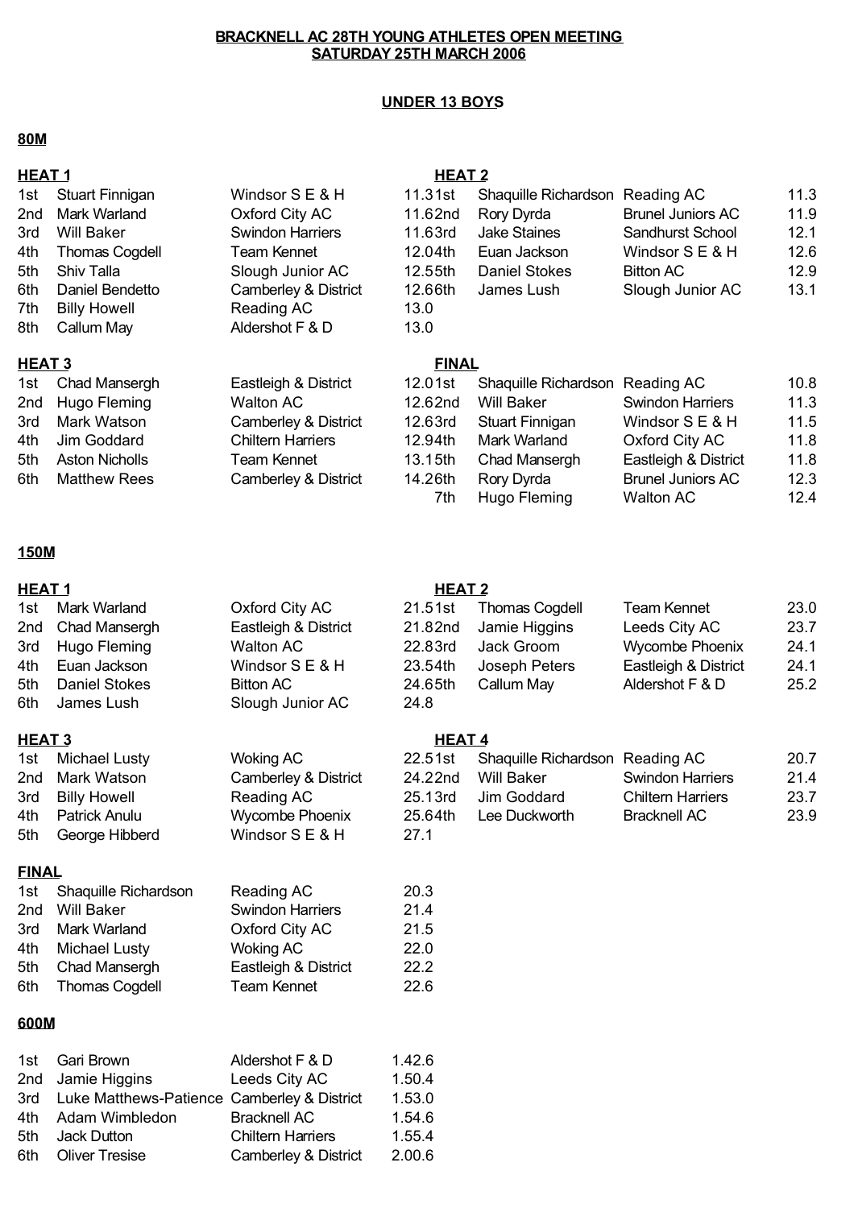## BRACKNELL AC 28TH YOUNG ATHLETES OPEN MEETING
## SATURDAY 25TH MARCH 2006

### UNDER 13 BOYS

### 80M

#### HEAT 1

| Pos | Name | Club | Time |
|---|---|---|---|
| 1st | Stuart Finnigan | Windsor S E & H | 11.3 |
| 2nd | Mark Warland | Oxford City AC | 11.6 |
| 3rd | Will Baker | Swindon Harriers | 11.6 |
| 4th | Thomas Cogdell | Team Kennet | 12.0 |
| 5th | Shiv Talla | Slough Junior AC | 12.5 |
| 6th | Daniel Bendetto | Camberley & District | 12.6 |
| 7th | Billy Howell | Reading AC | 13.0 |
| 8th | Callum May | Aldershot F & D | 13.0 |

#### HEAT 2

| Pos | Name | Club | Time |
|---|---|---|---|
| 1st | Shaquille Richardson | Reading AC | 11.3 |
| 2nd | Rory Dyrda | Brunel Juniors AC | 11.9 |
| 3rd | Jake Staines | Sandhurst School | 12.1 |
| 4th | Euan Jackson | Windsor S E & H | 12.6 |
| 5th | Daniel Stokes | Bitton AC | 12.9 |
| 6th | James Lush | Slough Junior AC | 13.1 |

#### HEAT 3

| Pos | Name | Club | Time |
|---|---|---|---|
| 1st | Chad Mansergh | Eastleigh & District | 12.0 |
| 2nd | Hugo Fleming | Walton AC | 12.6 |
| 3rd | Mark Watson | Camberley & District | 12.6 |
| 4th | Jim Goddard | Chiltern Harriers | 12.9 |
| 5th | Aston Nicholls | Team Kennet | 13.1 |
| 6th | Matthew Rees | Camberley & District | 14.2 |

#### FINAL

| Pos | Name | Club | Time |
|---|---|---|---|
| 1st | Shaquille Richardson | Reading AC | 10.8 |
| 2nd | Will Baker | Swindon Harriers | 11.3 |
| 3rd | Stuart Finnigan | Windsor S E & H | 11.5 |
| 4th | Mark Warland | Oxford City AC | 11.8 |
| 5th | Chad Mansergh | Eastleigh & District | 11.8 |
| 6th | Rory Dyrda | Brunel Juniors AC | 12.3 |
| 7th | Hugo Fleming | Walton AC | 12.4 |

### 150M

#### HEAT 1

| Pos | Name | Club | Time |
|---|---|---|---|
| 1st | Mark Warland | Oxford City AC | 21.5 |
| 2nd | Chad Mansergh | Eastleigh & District | 21.8 |
| 3rd | Hugo Fleming | Walton AC | 22.8 |
| 4th | Euan Jackson | Windsor S E & H | 23.5 |
| 5th | Daniel Stokes | Bitton AC | 24.6 |
| 6th | James Lush | Slough Junior AC | 24.8 |

#### HEAT 2

| Pos | Name | Club | Time |
|---|---|---|---|
| 1st | Thomas Cogdell | Team Kennet | 23.0 |
| 2nd | Jamie Higgins | Leeds City AC | 23.7 |
| 3rd | Jack Groom | Wycombe Phoenix | 24.1 |
| 4th | Joseph Peters | Eastleigh & District | 24.1 |
| 5th | Callum May | Aldershot F & D | 25.2 |

#### HEAT 3

| Pos | Name | Club | Time |
|---|---|---|---|
| 1st | Michael Lusty | Woking AC | 22.5 |
| 2nd | Mark Watson | Camberley & District | 24.2 |
| 3rd | Billy Howell | Reading AC | 25.1 |
| 4th | Patrick Anulu | Wycombe Phoenix | 25.6 |
| 5th | George Hibberd | Windsor S E & H | 27.1 |

#### HEAT 4

| Pos | Name | Club | Time |
|---|---|---|---|
| 1st | Shaquille Richardson | Reading AC | 20.7 |
| 2nd | Will Baker | Swindon Harriers | 21.4 |
| 3rd | Jim Goddard | Chiltern Harriers | 23.7 |
| 4th | Lee Duckworth | Bracknell AC | 23.9 |

#### FINAL

| Pos | Name | Club | Time |
|---|---|---|---|
| 1st | Shaquille Richardson | Reading AC | 20.3 |
| 2nd | Will Baker | Swindon Harriers | 21.4 |
| 3rd | Mark Warland | Oxford City AC | 21.5 |
| 4th | Michael Lusty | Woking AC | 22.0 |
| 5th | Chad Mansergh | Eastleigh & District | 22.2 |
| 6th | Thomas Cogdell | Team Kennet | 22.6 |

### 600M

| Pos | Name | Club | Time |
|---|---|---|---|
| 1st | Gari Brown | Aldershot F & D | 1.42.6 |
| 2nd | Jamie Higgins | Leeds City AC | 1.50.4 |
| 3rd | Luke Matthews-Patience | Camberley & District | 1.53.0 |
| 4th | Adam Wimbledon | Bracknell AC | 1.54.6 |
| 5th | Jack Dutton | Chiltern Harriers | 1.55.4 |
| 6th | Oliver Tresise | Camberley & District | 2.00.6 |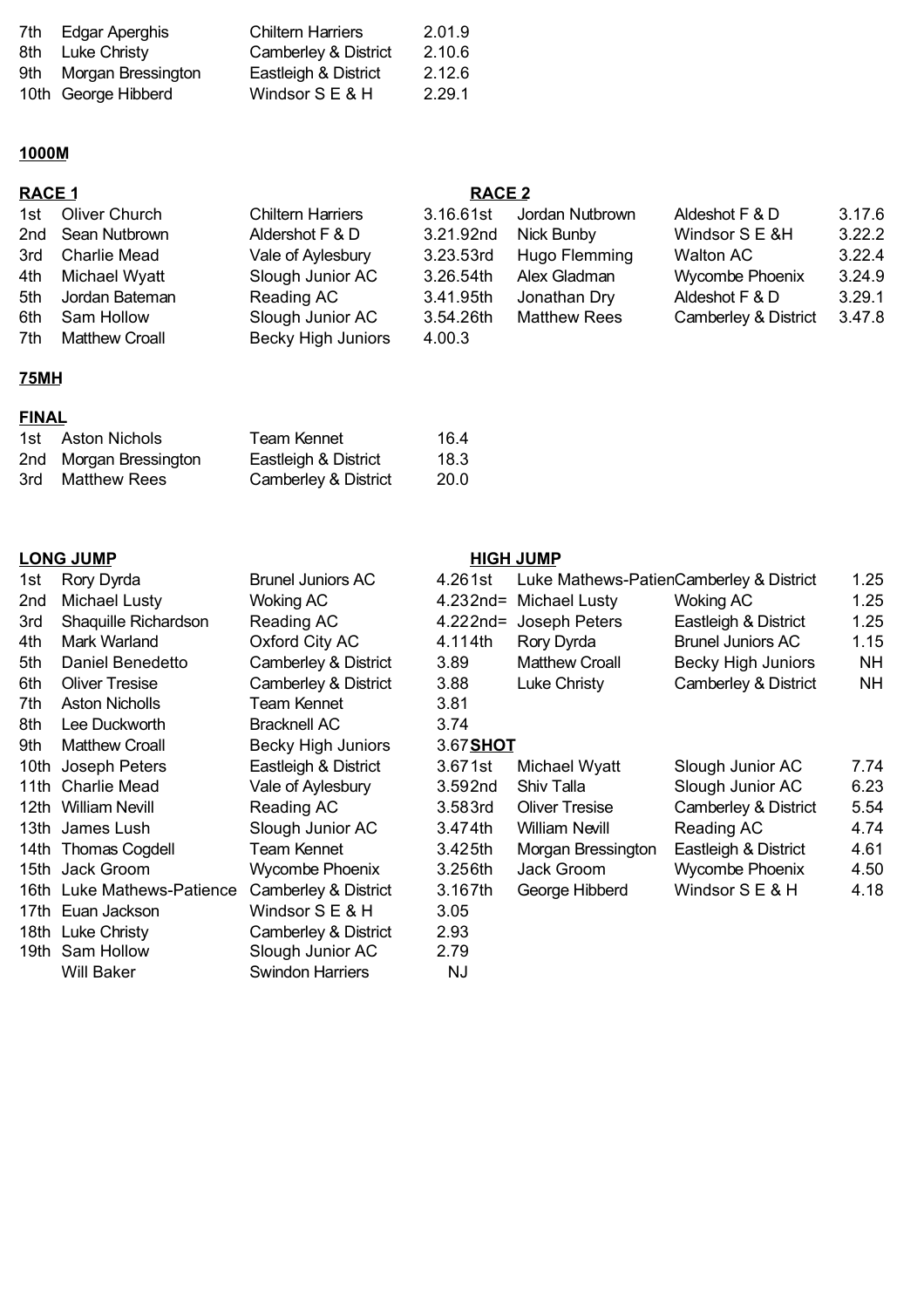| | | | |
|---|---|---|---|
| 7th | Edgar Aperghis | Chiltern Harriers | 2.01.9 |
| 8th | Luke Christy | Camberley & District | 2.10.6 |
| 9th | Morgan Bressington | Eastleigh & District | 2.12.6 |
| 10th | George Hibberd | Windsor S E & H | 2.29.1 |

**1000M**

**RACE 1**

| | | | |
|---|---|---|---|
| 1st | Oliver Church | Chiltern Harriers | 3.16.6 |
| 2nd | Sean Nutbrown | Aldershot F & D | 3.21.9 |
| 3rd | Charlie Mead | Vale of Aylesbury | 3.23.5 |
| 4th | Michael Wyatt | Slough Junior AC | 3.26.5 |
| 5th | Jordan Bateman | Reading AC | 3.41.9 |
| 6th | Sam Hollow | Slough Junior AC | 3.54.2 |
| 7th | Matthew Croall | Becky High Juniors | 4.00.3 |

**RACE 2**

| | | | |
|---|---|---|---|
| 1st | Jordan Nutbrown | Aldeshot F & D | 3.17.6 |
| 2nd | Nick Bunby | Windsor S E &H | 3.22.2 |
| 3rd | Hugo Flemming | Walton AC | 3.22.4 |
| 4th | Alex Gladman | Wycombe Phoenix | 3.24.9 |
| 5th | Jonathan Dry | Aldeshot F & D | 3.29.1 |
| 6th | Matthew Rees | Camberley & District | 3.47.8 |

**75MH**

**FINAL**

| | | | |
|---|---|---|---|
| 1st | Aston Nichols | Team Kennet | 16.4 |
| 2nd | Morgan Bressington | Eastleigh & District | 18.3 |
| 3rd | Matthew Rees | Camberley & District | 20.0 |

**LONG JUMP**

| | | | |
|---|---|---|---|
| 1st | Rory Dyrda | Brunel Juniors AC | 4.26 |
| 2nd | Michael Lusty | Woking AC | 4.23 |
| 3rd | Shaquille Richardson | Reading AC | 4.22 |
| 4th | Mark Warland | Oxford City AC | 4.11 |
| 5th | Daniel Benedetto | Camberley & District | 3.89 |
| 6th | Oliver Tresise | Camberley & District | 3.88 |
| 7th | Aston Nicholls | Team Kennet | 3.81 |
| 8th | Lee Duckworth | Bracknell AC | 3.74 |
| 9th | Matthew Croall | Becky High Juniors | 3.67 |
| 10th | Joseph Peters | Eastleigh & District | 3.67 |
| 11th | Charlie Mead | Vale of Aylesbury | 3.59 |
| 12th | William Nevill | Reading AC | 3.58 |
| 13th | James Lush | Slough Junior AC | 3.47 |
| 14th | Thomas Cogdell | Team Kennet | 3.42 |
| 15th | Jack Groom | Wycombe Phoenix | 3.25 |
| 16th | Luke Mathews-Patience | Camberley & District | 3.16 |
| 17th | Euan Jackson | Windsor S E & H | 3.05 |
| 18th | Luke Christy | Camberley & District | 2.93 |
| 19th | Sam Hollow | Slough Junior AC | 2.79 |
| | Will Baker | Swindon Harriers | NJ |

**HIGH JUMP**

| | | | |
|---|---|---|---|
| 1st | Luke Mathews-Patien | Camberley & District | 1.25 |
| 2nd= | Michael Lusty | Woking AC | 1.25 |
| 2nd= | Joseph Peters | Eastleigh & District | 1.25 |
| 4th | Rory Dyrda | Brunel Juniors AC | 1.15 |
| | Matthew Croall | Becky High Juniors | NH |
| | Luke Christy | Camberley & District | NH |

**SHOT**

| | | | |
|---|---|---|---|
| 1st | Michael Wyatt | Slough Junior AC | 7.74 |
| 2nd | Shiv Talla | Slough Junior AC | 6.23 |
| 3rd | Oliver Tresise | Camberley & District | 5.54 |
| 4th | William Nevill | Reading AC | 4.74 |
| 5th | Morgan Bressington | Eastleigh & District | 4.61 |
| 6th | Jack Groom | Wycombe Phoenix | 4.50 |
| 7th | George Hibberd | Windsor S E & H | 4.18 |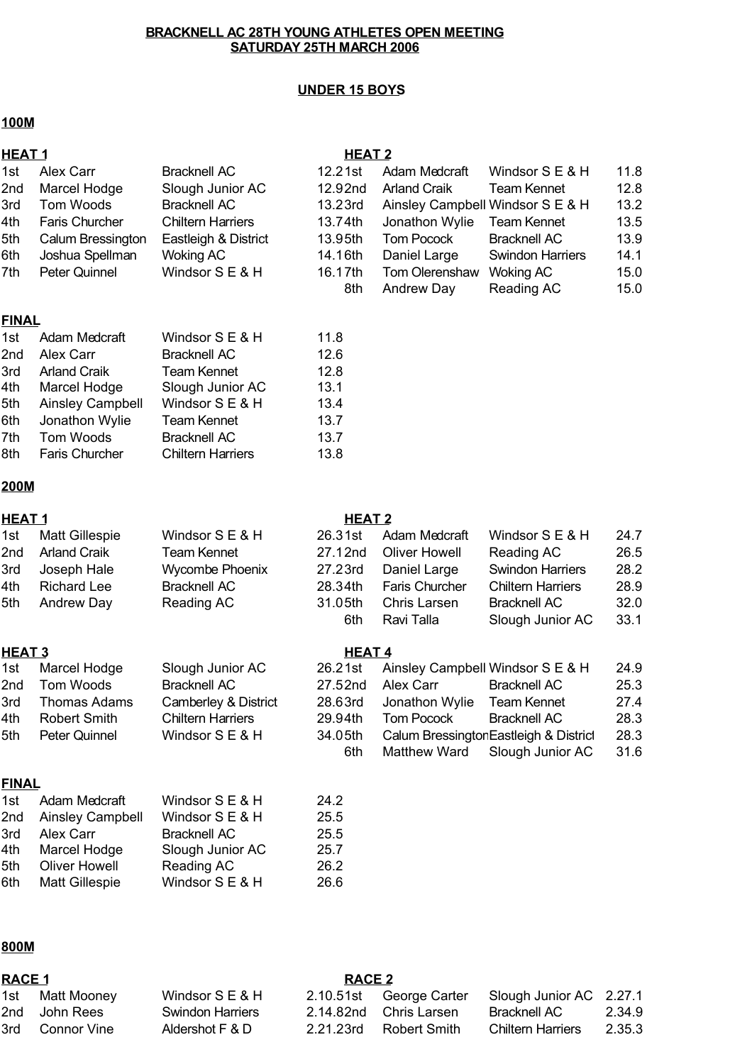**BRACKNELL AC 28TH YOUNG ATHLETES OPEN MEETING**
**SATURDAY 25TH MARCH 2006**

**UNDER 15 BOYS**

**100M**

**HEAT 1**

| | | | |
|---|---|---|---|
| 1st | Alex Carr | Bracknell AC | 12.2 |
| 2nd | Marcel Hodge | Slough Junior AC | 12.9 |
| 3rd | Tom Woods | Bracknell AC | 13.2 |
| 4th | Faris Churcher | Chiltern Harriers | 13.7 |
| 5th | Calum Bressington | Eastleigh & District | 13.9 |
| 6th | Joshua Spellman | Woking AC | 14.1 |
| 7th | Peter Quinnel | Windsor S E & H | 16.1 |

**HEAT 2**

| | | | |
|---|---|---|---|
| 1st | Adam Medcraft | Windsor S E & H | 11.8 |
| 2nd | Arland Craik | Team Kennet | 12.8 |
| 3rd | Ainsley Campbell | Windsor S E & H | 13.2 |
| 4th | Jonathon Wylie | Team Kennet | 13.5 |
| 5th | Tom Pocock | Bracknell AC | 13.9 |
| 6th | Daniel Large | Swindon Harriers | 14.1 |
| 7th | Tom Olerenshaw | Woking AC | 15.0 |
| 8th | Andrew Day | Reading AC | 15.0 |

**FINAL**

| | | | |
|---|---|---|---|
| 1st | Adam Medcraft | Windsor S E & H | 11.8 |
| 2nd | Alex Carr | Bracknell AC | 12.6 |
| 3rd | Arland Craik | Team Kennet | 12.8 |
| 4th | Marcel Hodge | Slough Junior AC | 13.1 |
| 5th | Ainsley Campbell | Windsor S E & H | 13.4 |
| 6th | Jonathon Wylie | Team Kennet | 13.7 |
| 7th | Tom Woods | Bracknell AC | 13.7 |
| 8th | Faris Churcher | Chiltern Harriers | 13.8 |

**200M**

**HEAT 1**

| | | | |
|---|---|---|---|
| 1st | Matt Gillespie | Windsor S E & H | 26.3 |
| 2nd | Arland Craik | Team Kennet | 27.1 |
| 3rd | Joseph Hale | Wycombe Phoenix | 27.2 |
| 4th | Richard Lee | Bracknell AC | 28.3 |
| 5th | Andrew Day | Reading AC | 31.0 |

**HEAT 2**

| | | | |
|---|---|---|---|
| 1st | Adam Medcraft | Windsor S E & H | 24.7 |
| 2nd | Oliver Howell | Reading AC | 26.5 |
| 3rd | Daniel Large | Swindon Harriers | 28.2 |
| 4th | Faris Churcher | Chiltern Harriers | 28.9 |
| 5th | Chris Larsen | Bracknell AC | 32.0 |
| 6th | Ravi Talla | Slough Junior AC | 33.1 |

**HEAT 3**

| | | | |
|---|---|---|---|
| 1st | Marcel Hodge | Slough Junior AC | 26.2 |
| 2nd | Tom Woods | Bracknell AC | 27.5 |
| 3rd | Thomas Adams | Camberley & District | 28.6 |
| 4th | Robert Smith | Chiltern Harriers | 29.9 |
| 5th | Peter Quinnel | Windsor S E & H | 34.0 |

**HEAT 4**

| | | | |
|---|---|---|---|
| 1st | Ainsley Campbell | Windsor S E & H | 24.9 |
| 2nd | Alex Carr | Bracknell AC | 25.3 |
| 3rd | Jonathon Wylie | Team Kennet | 27.4 |
| 4th | Tom Pocock | Bracknell AC | 28.3 |
| 5th | Calum Bressington | Eastleigh & District | 28.3 |
| 6th | Matthew Ward | Slough Junior AC | 31.6 |

**FINAL**

| | | | |
|---|---|---|---|
| 1st | Adam Medcraft | Windsor S E & H | 24.2 |
| 2nd | Ainsley Campbell | Windsor S E & H | 25.5 |
| 3rd | Alex Carr | Bracknell AC | 25.5 |
| 4th | Marcel Hodge | Slough Junior AC | 25.7 |
| 5th | Oliver Howell | Reading AC | 26.2 |
| 6th | Matt Gillespie | Windsor S E & H | 26.6 |

**800M**

**RACE 1**

| | | | |
|---|---|---|---|
| 1st | Matt Mooney | Windsor S E & H | 2.10.5 |
| 2nd | John Rees | Swindon Harriers | 2.14.8 |
| 3rd | Connor Vine | Aldershot F & D | 2.21.2 |

**RACE 2**

| | | | |
|---|---|---|---|
| 1st | George Carter | Slough Junior AC | 2.27.1 |
| 2nd | Chris Larsen | Bracknell AC | 2.34.9 |
| 3rd | Robert Smith | Chiltern Harriers | 2.35.3 |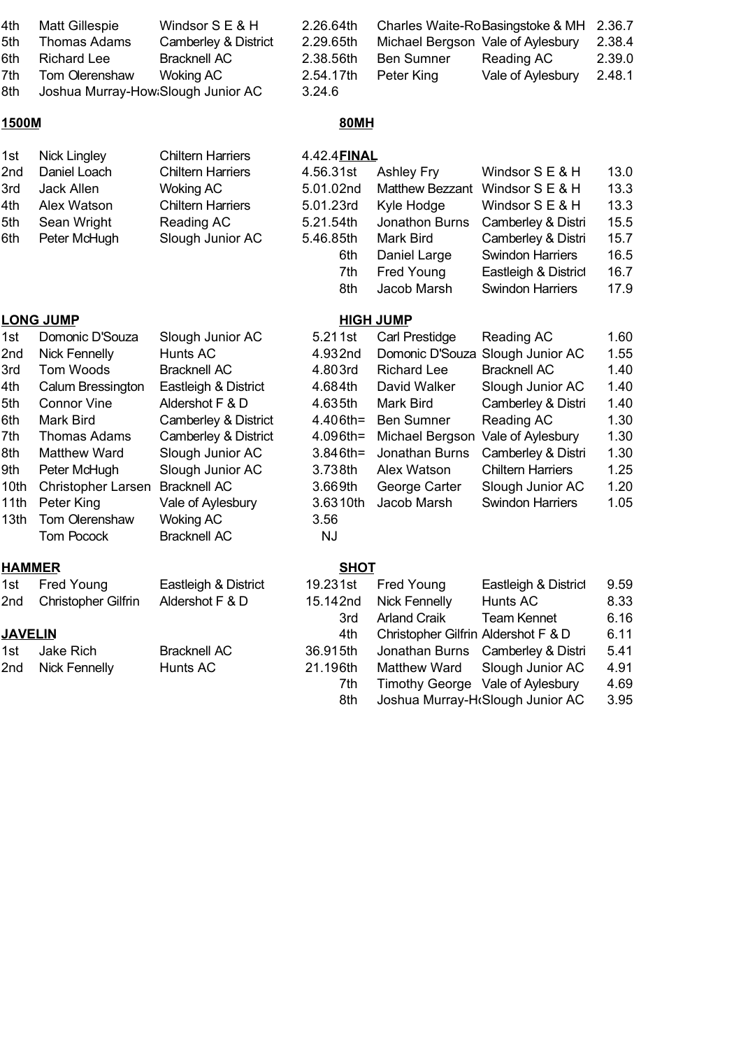| | | | |
|---|---|---|---|
| 4th | Matt Gillespie | Windsor S E & H | 2.26.6 |
| 5th | Thomas Adams | Camberley & District | 2.29.6 |
| 6th | Richard Lee | Bracknell AC | 2.38.5 |
| 7th | Tom Olerenshaw | Woking AC | 2.54.1 |
| 8th | Joshua Murray-How | Slough Junior AC | 3.24.6 |

| | | | |
|---|---|---|---|
| 4th | Charles Waite-Ro | Basingstoke & MH | 2.36.7 |
| 5th | Michael Bergson | Vale of Aylesbury | 2.38.4 |
| 6th | Ben Sumner | Reading AC | 2.39.0 |
| 7th | Peter King | Vale of Aylesbury | 2.48.1 |

**1500M**

| | | | |
|---|---|---|---|
| 1st | Nick Lingley | Chiltern Harriers | 4.42.4 |
| 2nd | Daniel Loach | Chiltern Harriers | 4.56.3 |
| 3rd | Jack Allen | Woking AC | 5.01.0 |
| 4th | Alex Watson | Chiltern Harriers | 5.01.2 |
| 5th | Sean Wright | Reading AC | 5.21.5 |
| 6th | Peter McHugh | Slough Junior AC | 5.46.8 |

**80MH**

**FINAL**

| | | | |
|---|---|---|---|
| 1st | Ashley Fry | Windsor S E & H | 13.0 |
| 2nd | Matthew Bezzant | Windsor S E & H | 13.3 |
| 3rd | Kyle Hodge | Windsor S E & H | 13.3 |
| 4th | Jonathon Burns | Camberley & Distri | 15.5 |
| 5th | Mark Bird | Camberley & Distri | 15.7 |
| 6th | Daniel Large | Swindon Harriers | 16.5 |
| 7th | Fred Young | Eastleigh & District | 16.7 |
| 8th | Jacob Marsh | Swindon Harriers | 17.9 |

**LONG JUMP**

| | | | |
|---|---|---|---|
| 1st | Domonic D'Souza | Slough Junior AC | 5.21 |
| 2nd | Nick Fennelly | Hunts AC | 4.93 |
| 3rd | Tom Woods | Bracknell AC | 4.80 |
| 4th | Calum Bressington | Eastleigh & District | 4.68 |
| 5th | Connor Vine | Aldershot F & D | 4.63 |
| 6th | Mark Bird | Camberley & District | 4.40 |
| 7th | Thomas Adams | Camberley & District | 4.09 |
| 8th | Matthew Ward | Slough Junior AC | 3.84 |
| 9th | Peter McHugh | Slough Junior AC | 3.73 |
| 10th | Christopher Larsen | Bracknell AC | 3.66 |
| 11th | Peter King | Vale of Aylesbury | 3.63 |
| 13th | Tom Olerenshaw | Woking AC | 3.56 |
| | Tom Pocock | Bracknell AC | NJ |

**HIGH JUMP**

| | | | |
|---|---|---|---|
| 1st | Carl Prestidge | Reading AC | 1.60 |
| 2nd | Domonic D'Souza | Slough Junior AC | 1.55 |
| 3rd | Richard Lee | Bracknell AC | 1.40 |
| 4th | David Walker | Slough Junior AC | 1.40 |
| 5th | Mark Bird | Camberley & Distri | 1.40 |
| 6th= | Ben Sumner | Reading AC | 1.30 |
| 6th= | Michael Bergson | Vale of Aylesbury | 1.30 |
| 6th= | Jonathan Burns | Camberley & Distri | 1.30 |
| 8th | Alex Watson | Chiltern Harriers | 1.25 |
| 9th | George Carter | Slough Junior AC | 1.20 |
| 10th | Jacob Marsh | Swindon Harriers | 1.05 |

**HAMMER**

| | | | |
|---|---|---|---|
| 1st | Fred Young | Eastleigh & District | 19.23 |
| 2nd | Christopher Gilfrin | Aldershot F & D | 15.14 |

**JAVELIN**

| | | | |
|---|---|---|---|
| 1st | Jake Rich | Bracknell AC | 36.91 |
| 2nd | Nick Fennelly | Hunts AC | 21.19 |

**SHOT**

| | | | |
|---|---|---|---|
| 1st | Fred Young | Eastleigh & District | 9.59 |
| 2nd | Nick Fennelly | Hunts AC | 8.33 |
| 3rd | Arland Craik | Team Kennet | 6.16 |
| 4th | Christopher Gilfrin | Aldershot F & D | 6.11 |
| 5th | Jonathan Burns | Camberley & Distri | 5.41 |
| 6th | Matthew Ward | Slough Junior AC | 4.91 |
| 7th | Timothy George | Vale of Aylesbury | 4.69 |
| 8th | Joshua Murray-H | Slough Junior AC | 3.95 |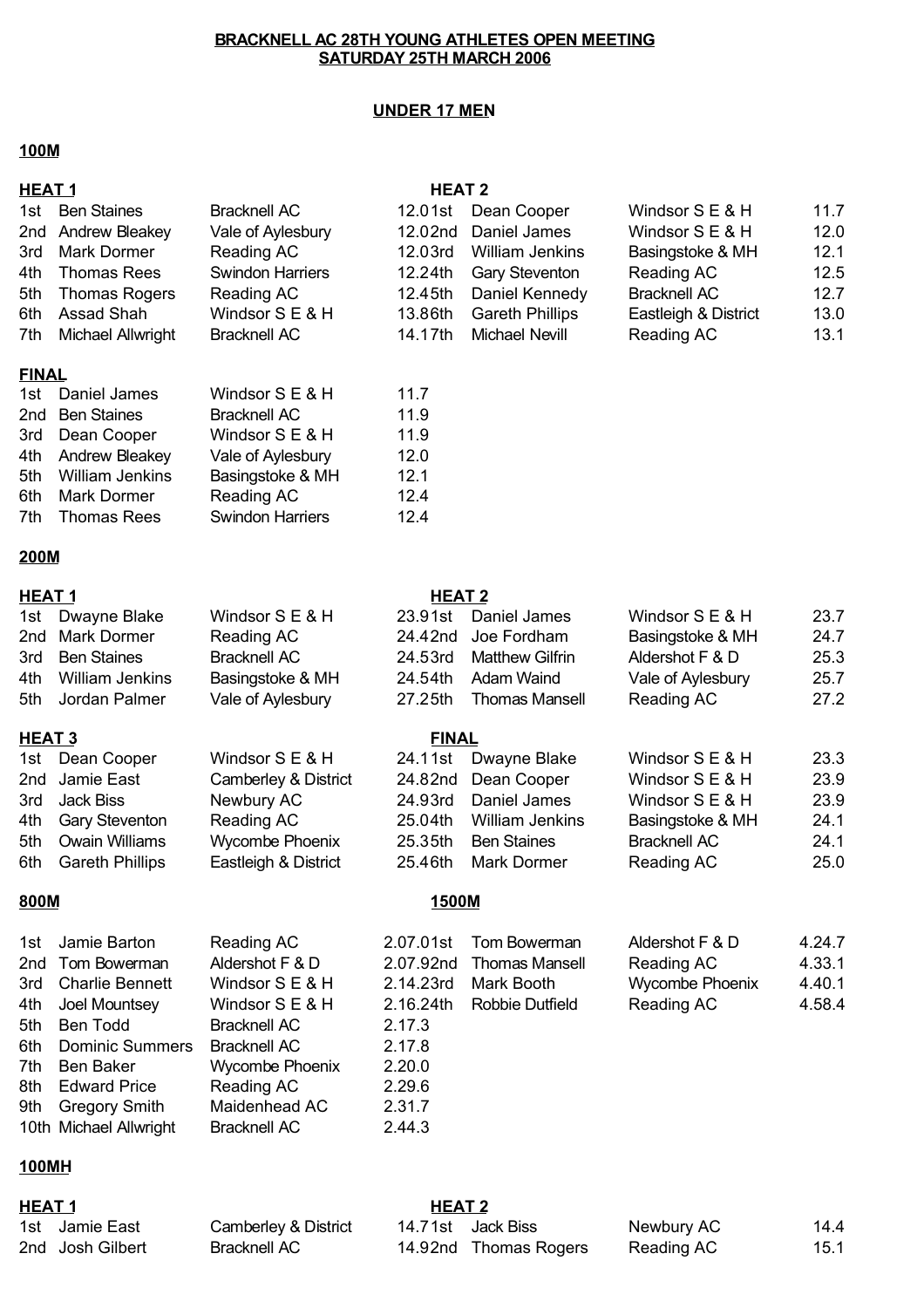**BRACKNELL AC 28TH YOUNG ATHLETES OPEN MEETING**
**SATURDAY 25TH MARCH 2006**

## UNDER 17 MEN

### 100M

**HEAT 1**

| Pos | Name | Club | Time |
|---|---|---|---|
| 1st | Ben Staines | Bracknell AC | 12.0 |
| 2nd | Andrew Bleakey | Vale of Aylesbury | 12.0 |
| 3rd | Mark Dormer | Reading AC | 12.0 |
| 4th | Thomas Rees | Swindon Harriers | 12.2 |
| 5th | Thomas Rogers | Reading AC | 12.4 |
| 6th | Assad Shah | Windsor S E & H | 13.8 |
| 7th | Michael Allwright | Bracknell AC | 14.1 |

**HEAT 2**

| Pos | Name | Club | Time |
|---|---|---|---|
| 1st | Dean Cooper | Windsor S E & H | 11.7 |
| 2nd | Daniel James | Windsor S E & H | 12.0 |
| 3rd | William Jenkins | Basingstoke & MH | 12.1 |
| 4th | Gary Steventon | Reading AC | 12.5 |
| 5th | Daniel Kennedy | Bracknell AC | 12.7 |
| 6th | Gareth Phillips | Eastleigh & District | 13.0 |
| 7th | Michael Nevill | Reading AC | 13.1 |

**FINAL**

| Pos | Name | Club | Time |
|---|---|---|---|
| 1st | Daniel James | Windsor S E & H | 11.7 |
| 2nd | Ben Staines | Bracknell AC | 11.9 |
| 3rd | Dean Cooper | Windsor S E & H | 11.9 |
| 4th | Andrew Bleakey | Vale of Aylesbury | 12.0 |
| 5th | William Jenkins | Basingstoke & MH | 12.1 |
| 6th | Mark Dormer | Reading AC | 12.4 |
| 7th | Thomas Rees | Swindon Harriers | 12.4 |

### 200M

**HEAT 1**

| Pos | Name | Club | Time |
|---|---|---|---|
| 1st | Dwayne Blake | Windsor S E & H | 23.9 |
| 2nd | Mark Dormer | Reading AC | 24.4 |
| 3rd | Ben Staines | Bracknell AC | 24.5 |
| 4th | William Jenkins | Basingstoke & MH | 24.5 |
| 5th | Jordan Palmer | Vale of Aylesbury | 27.2 |

**HEAT 2**

| Pos | Name | Club | Time |
|---|---|---|---|
| 1st | Daniel James | Windsor S E & H | 23.7 |
| 2nd | Joe Fordham | Basingstoke & MH | 24.7 |
| 3rd | Matthew Gilfrin | Aldershot F & D | 25.3 |
| 4th | Adam Waind | Vale of Aylesbury | 25.7 |
| 5th | Thomas Mansell | Reading AC | 27.2 |

**HEAT 3**

| Pos | Name | Club | Time |
|---|---|---|---|
| 1st | Dean Cooper | Windsor S E & H | 24.1 |
| 2nd | Jamie East | Camberley & District | 24.8 |
| 3rd | Jack Biss | Newbury AC | 24.9 |
| 4th | Gary Steventon | Reading AC | 25.0 |
| 5th | Owain Williams | Wycombe Phoenix | 25.3 |
| 6th | Gareth Phillips | Eastleigh & District | 25.4 |

**FINAL**

| Pos | Name | Club | Time |
|---|---|---|---|
| 1st | Dwayne Blake | Windsor S E & H | 23.3 |
| 2nd | Dean Cooper | Windsor S E & H | 23.9 |
| 3rd | Daniel James | Windsor S E & H | 23.9 |
| 4th | William Jenkins | Basingstoke & MH | 24.1 |
| 5th | Ben Staines | Bracknell AC | 24.1 |
| 6th | Mark Dormer | Reading AC | 25.0 |

### 800M

| Pos | Name | Club | Time |
|---|---|---|---|
| 1st | Jamie Barton | Reading AC | 2.07.0 |
| 2nd | Tom Bowerman | Aldershot F & D | 2.07.9 |
| 3rd | Charlie Bennett | Windsor S E & H | 2.14.2 |
| 4th | Joel Mountsey | Windsor S E & H | 2.16.2 |
| 5th | Ben Todd | Bracknell AC | 2.17.3 |
| 6th | Dominic Summers | Bracknell AC | 2.17.8 |
| 7th | Ben Baker | Wycombe Phoenix | 2.20.0 |
| 8th | Edward Price | Reading AC | 2.29.6 |
| 9th | Gregory Smith | Maidenhead AC | 2.31.7 |
| 10th | Michael Allwright | Bracknell AC | 2.44.3 |

### 1500M

| Pos | Name | Club | Time |
|---|---|---|---|
| 1st | Tom Bowerman | Aldershot F & D | 4.24.7 |
| 2nd | Thomas Mansell | Reading AC | 4.33.1 |
| 3rd | Mark Booth | Wycombe Phoenix | 4.40.1 |
| 4th | Robbie Dutfield | Reading AC | 4.58.4 |

### 100MH

**HEAT 1**

| Pos | Name | Club | Time |
|---|---|---|---|
| 1st | Jamie East | Camberley & District | 14.7 |
| 2nd | Josh Gilbert | Bracknell AC | 14.9 |

**HEAT 2**

| Pos | Name | Club | Time |
|---|---|---|---|
| 1st | Jack Biss | Newbury AC | 14.4 |
| 2nd | Thomas Rogers | Reading AC | 15.1 |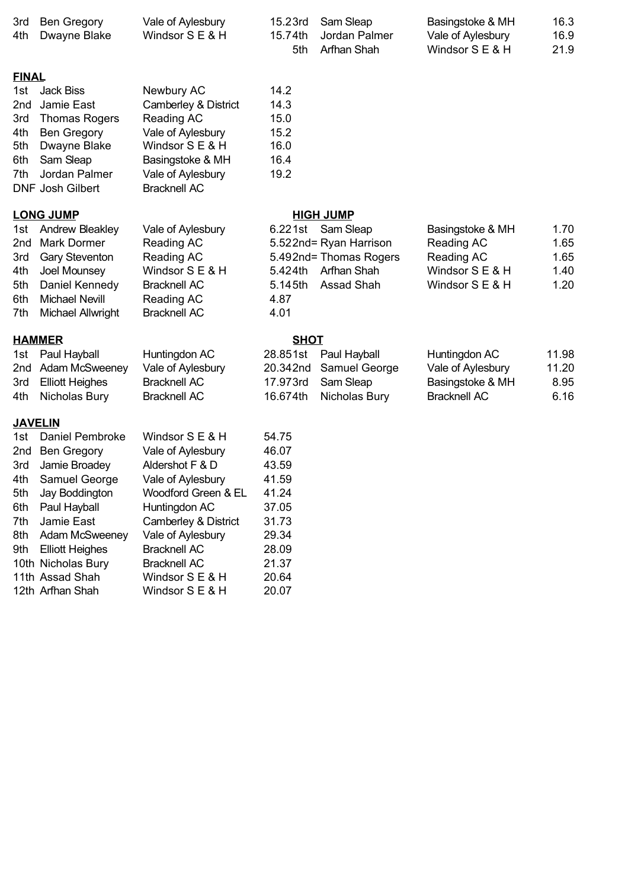| | | | |
|---|---|---|---|
| 3rd | Ben Gregory | Vale of Aylesbury | 15.2 |
| 4th | Dwayne Blake | Windsor S E & H | 15.7 |

| | | | |
|---|---|---|---|
| 3rd | Sam Sleap | Basingstoke & MH | 16.3 |
| 4th | Jordan Palmer | Vale of Aylesbury | 16.9 |
| 5th | Arfhan Shah | Windsor S E & H | 21.9 |

**FINAL**

| | | | |
|---|---|---|---|
| 1st | Jack Biss | Newbury AC | 14.2 |
| 2nd | Jamie East | Camberley & District | 14.3 |
| 3rd | Thomas Rogers | Reading AC | 15.0 |
| 4th | Ben Gregory | Vale of Aylesbury | 15.2 |
| 5th | Dwayne Blake | Windsor S E & H | 16.0 |
| 6th | Sam Sleap | Basingstoke & MH | 16.4 |
| 7th | Jordan Palmer | Vale of Aylesbury | 19.2 |
| DNF | Josh Gilbert | Bracknell AC | |

**LONG JUMP**

| | | | |
|---|---|---|---|
| 1st | Andrew Bleakley | Vale of Aylesbury | 6.22 |
| 2nd | Mark Dormer | Reading AC | 5.52 |
| 3rd | Gary Steventon | Reading AC | 5.49 |
| 4th | Joel Mounsey | Windsor S E & H | 5.42 |
| 5th | Daniel Kennedy | Bracknell AC | 5.14 |
| 6th | Michael Nevill | Reading AC | 4.87 |
| 7th | Michael Allwright | Bracknell AC | 4.01 |

**HIGH JUMP**

| | | | |
|---|---|---|---|
| 1st | Sam Sleap | Basingstoke & MH | 1.70 |
| 2nd= | Ryan Harrison | Reading AC | 1.65 |
| 2nd= | Thomas Rogers | Reading AC | 1.65 |
| 4th | Arfhan Shah | Windsor S E & H | 1.40 |
| 5th | Assad Shah | Windsor S E & H | 1.20 |

**HAMMER**

| | | | |
|---|---|---|---|
| 1st | Paul Hayball | Huntingdon AC | 28.85 |
| 2nd | Adam McSweeney | Vale of Aylesbury | 20.34 |
| 3rd | Elliott Heighes | Bracknell AC | 17.97 |
| 4th | Nicholas Bury | Bracknell AC | 16.67 |

**SHOT**

| | | | |
|---|---|---|---|
| 1st | Paul Hayball | Huntingdon AC | 11.98 |
| 2nd | Samuel George | Vale of Aylesbury | 11.20 |
| 3rd | Sam Sleap | Basingstoke & MH | 8.95 |
| 4th | Nicholas Bury | Bracknell AC | 6.16 |

**JAVELIN**

| | | | |
|---|---|---|---|
| 1st | Daniel Pembroke | Windsor S E & H | 54.75 |
| 2nd | Ben Gregory | Vale of Aylesbury | 46.07 |
| 3rd | Jamie Broadey | Aldershot F & D | 43.59 |
| 4th | Samuel George | Vale of Aylesbury | 41.59 |
| 5th | Jay Boddington | Woodford Green & EL | 41.24 |
| 6th | Paul Hayball | Huntingdon AC | 37.05 |
| 7th | Jamie East | Camberley & District | 31.73 |
| 8th | Adam McSweeney | Vale of Aylesbury | 29.34 |
| 9th | Elliott Heighes | Bracknell AC | 28.09 |
| 10th | Nicholas Bury | Bracknell AC | 21.37 |
| 11th | Assad Shah | Windsor S E & H | 20.64 |
| 12th | Arfhan Shah | Windsor S E & H | 20.07 |